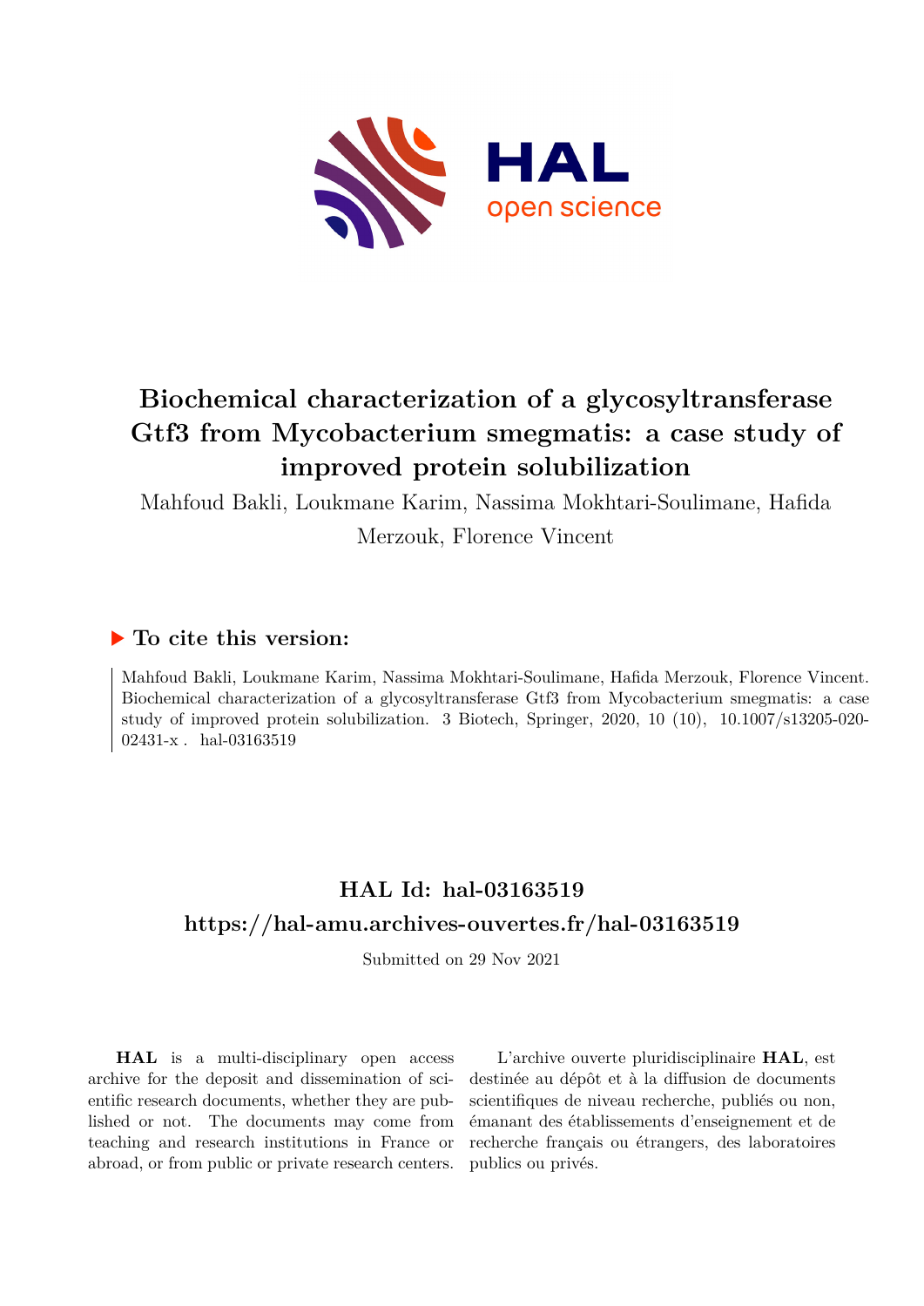# Biochemical characterization of a glycosyltransferase Gtf3 from Mycobacterium smegmatis: a case study of improved protein solubilization

Mahfoud Bakli, Loukmane Karim, Nassima Mokhtari-Soulimane, Hafida Merzouk, Florence Vincent

### ▶ To cite this version:

Mahfoud Bakli, Loukmane Karim, Nassima Mokhtari-Soulimane, Hafida Merzouk, Florence Vincent. Biochemical characterization of a glycosyltransferase Gtf3 from Mycobacterium smegmatis: a case study of improved protein solubilization. 3 Biotech, Springer, 2020, 10 (10), 10.1007/s13205-020-02431-x . hal-03163519

## HAL Id: hal-03163519

## https://hal-amu.archives-ouvertes.fr/hal-03163519

Submitted on 29 Nov 2021

**HAL** is a multi-disciplinary open access archive for the deposit and dissemination of scientific research documents, whether they are published or not. The documents may come from teaching and research institutions in France or abroad, or from public or private research centers.

L'archive ouverte pluridisciplinaire **HAL**, est destinée au dépôt et à la diffusion de documents scientifiques de niveau recherche, publiés ou non, émanant des établissements d'enseignement et de recherche français ou étrangers, des laboratoires publics ou privés.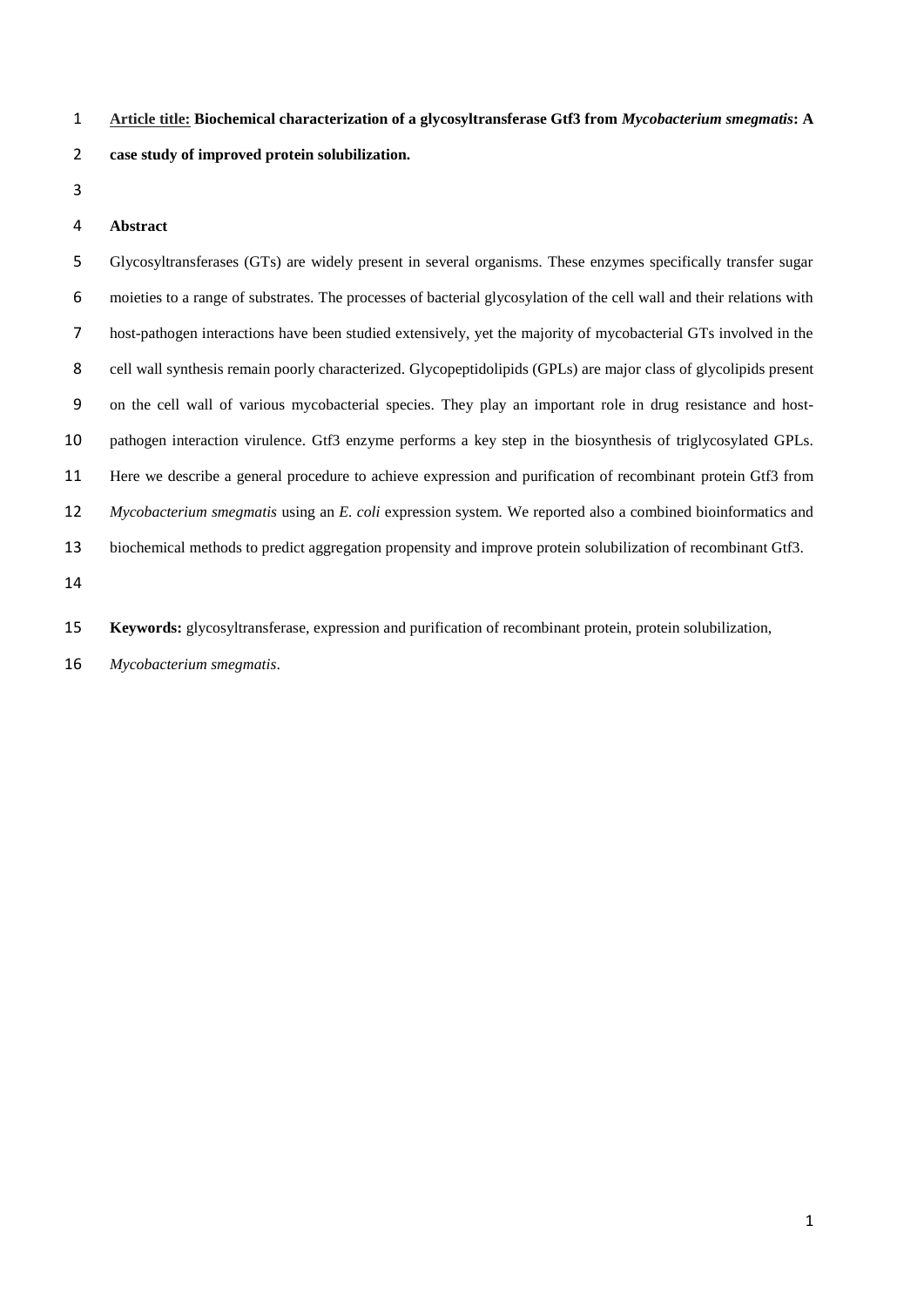**Article title: Biochemical characterization of a glycosyltransferase Gtf3 from *Mycobacterium smegmatis*: A case study of improved protein solubilization.**

**Abstract**

Glycosyltransferases (GTs) are widely present in several organisms. These enzymes specifically transfer sugar moieties to a range of substrates. The processes of bacterial glycosylation of the cell wall and their relations with host-pathogen interactions have been studied extensively, yet the majority of mycobacterial GTs involved in the cell wall synthesis remain poorly characterized. Glycopeptidolipids (GPLs) are major class of glycolipids present on the cell wall of various mycobacterial species. They play an important role in drug resistance and host-pathogen interaction virulence. Gtf3 enzyme performs a key step in the biosynthesis of triglycosylated GPLs. Here we describe a general procedure to achieve expression and purification of recombinant protein Gtf3 from *Mycobacterium smegmatis* using an *E. coli* expression system. We reported also a combined bioinformatics and biochemical methods to predict aggregation propensity and improve protein solubilization of recombinant Gtf3.

**Keywords:** glycosyltransferase, expression and purification of recombinant protein, protein solubilization, *Mycobacterium smegmatis*.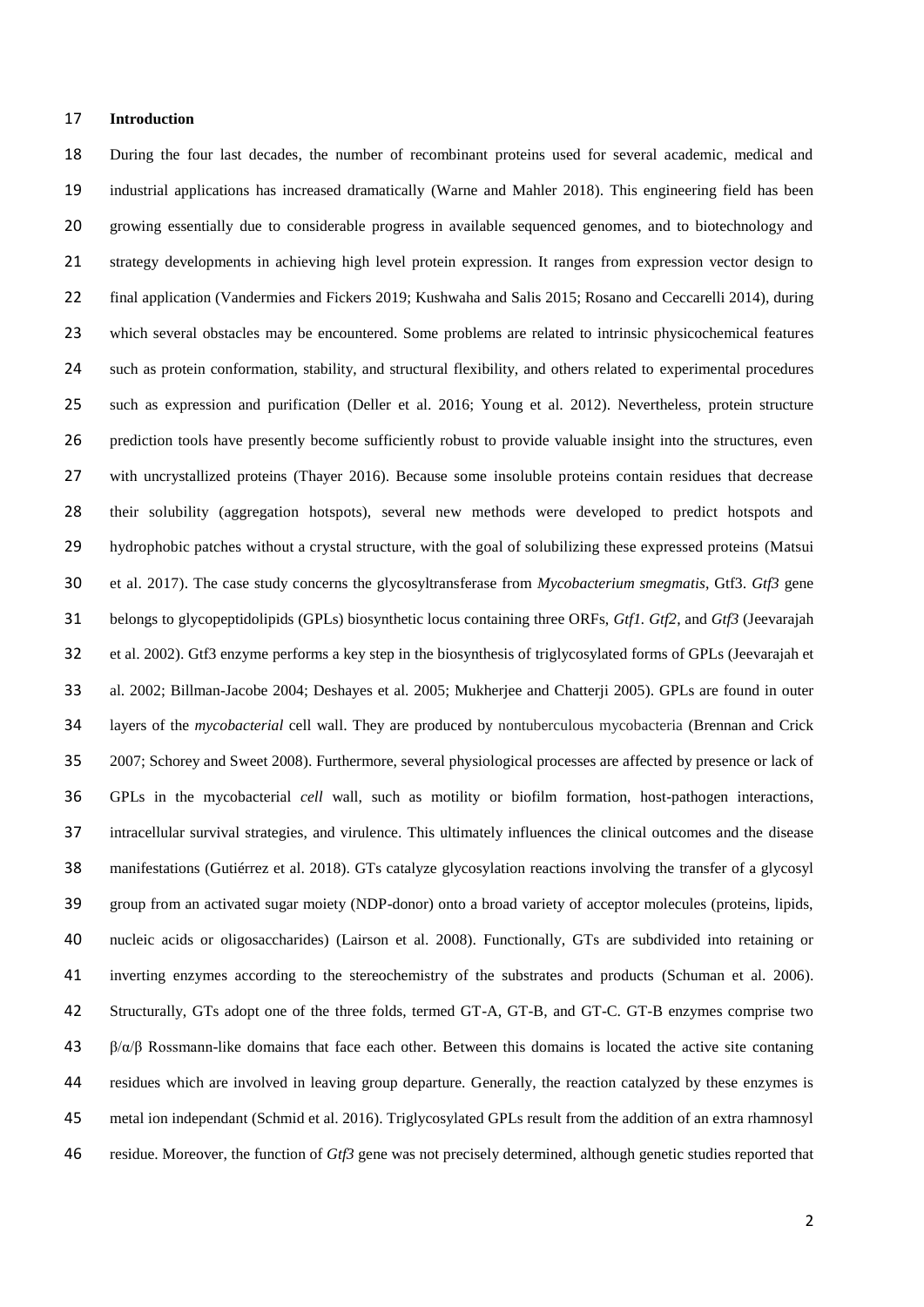**Introduction**

During the four last decades, the number of recombinant proteins used for several academic, medical and industrial applications has increased dramatically (Warne and Mahler 2018). This engineering field has been growing essentially due to considerable progress in available sequenced genomes, and to biotechnology and strategy developments in achieving high level protein expression. It ranges from expression vector design to final application (Vandermies and Fickers 2019; Kushwaha and Salis 2015; Rosano and Ceccarelli 2014), during which several obstacles may be encountered. Some problems are related to intrinsic physicochemical features such as protein conformation, stability, and structural flexibility, and others related to experimental procedures such as expression and purification (Deller et al. 2016; Young et al. 2012). Nevertheless, protein structure prediction tools have presently become sufficiently robust to provide valuable insight into the structures, even with uncrystallized proteins (Thayer 2016). Because some insoluble proteins contain residues that decrease their solubility (aggregation hotspots), several new methods were developed to predict hotspots and hydrophobic patches without a crystal structure, with the goal of solubilizing these expressed proteins (Matsui et al. 2017). The case study concerns the glycosyltransferase from *Mycobacterium smegmatis*, Gtf3. *Gtf3* gene belongs to glycopeptidolipids (GPLs) biosynthetic locus containing three ORFs, *Gtf1. Gtf2*, and *Gtf3* (Jeevarajah et al. 2002). Gtf3 enzyme performs a key step in the biosynthesis of triglycosylated forms of GPLs (Jeevarajah et al. 2002; Billman-Jacobe 2004; Deshayes et al. 2005; Mukherjee and Chatterji 2005). GPLs are found in outer layers of the *mycobacterial* cell wall. They are produced by nontuberculous mycobacteria (Brennan and Crick 2007; Schorey and Sweet 2008). Furthermore, several physiological processes are affected by presence or lack of GPLs in the mycobacterial *cell* wall, such as motility or biofilm formation, host-pathogen interactions, intracellular survival strategies, and virulence. This ultimately influences the clinical outcomes and the disease manifestations (Gutiérrez et al. 2018). GTs catalyze glycosylation reactions involving the transfer of a glycosyl group from an activated sugar moiety (NDP-donor) onto a broad variety of acceptor molecules (proteins, lipids, nucleic acids or oligosaccharides) (Lairson et al. 2008). Functionally, GTs are subdivided into retaining or inverting enzymes according to the stereochemistry of the substrates and products (Schuman et al. 2006). Structurally, GTs adopt one of the three folds, termed GT-A, GT-B, and GT-C. GT-B enzymes comprise two β/α/β Rossmann-like domains that face each other. Between this domains is located the active site contaning residues which are involved in leaving group departure. Generally, the reaction catalyzed by these enzymes is metal ion independant (Schmid et al. 2016). Triglycosylated GPLs result from the addition of an extra rhamnosyl residue. Moreover, the function of *Gtf3* gene was not precisely determined, although genetic studies reported that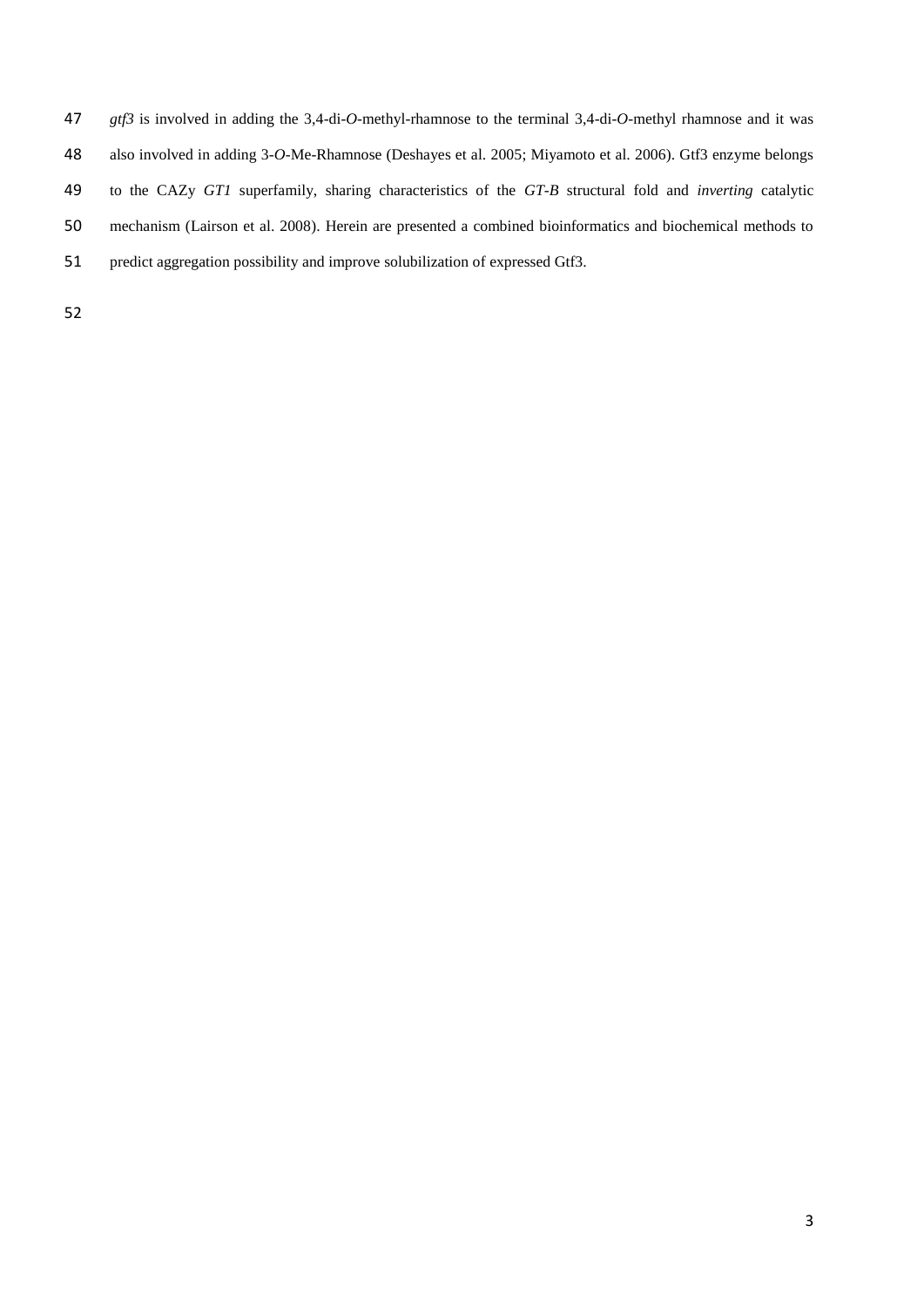*gtf3* is involved in adding the 3,4-di-*O*-methyl-rhamnose to the terminal 3,4-di-*O*-methyl rhamnose and it was also involved in adding 3-*O*-Me-Rhamnose (Deshayes et al. 2005; Miyamoto et al. 2006). Gtf3 enzyme belongs to the CAZy *GT1* superfamily, sharing characteristics of the *GT-B* structural fold and *inverting* catalytic mechanism (Lairson et al. 2008). Herein are presented a combined bioinformatics and biochemical methods to predict aggregation possibility and improve solubilization of expressed Gtf3.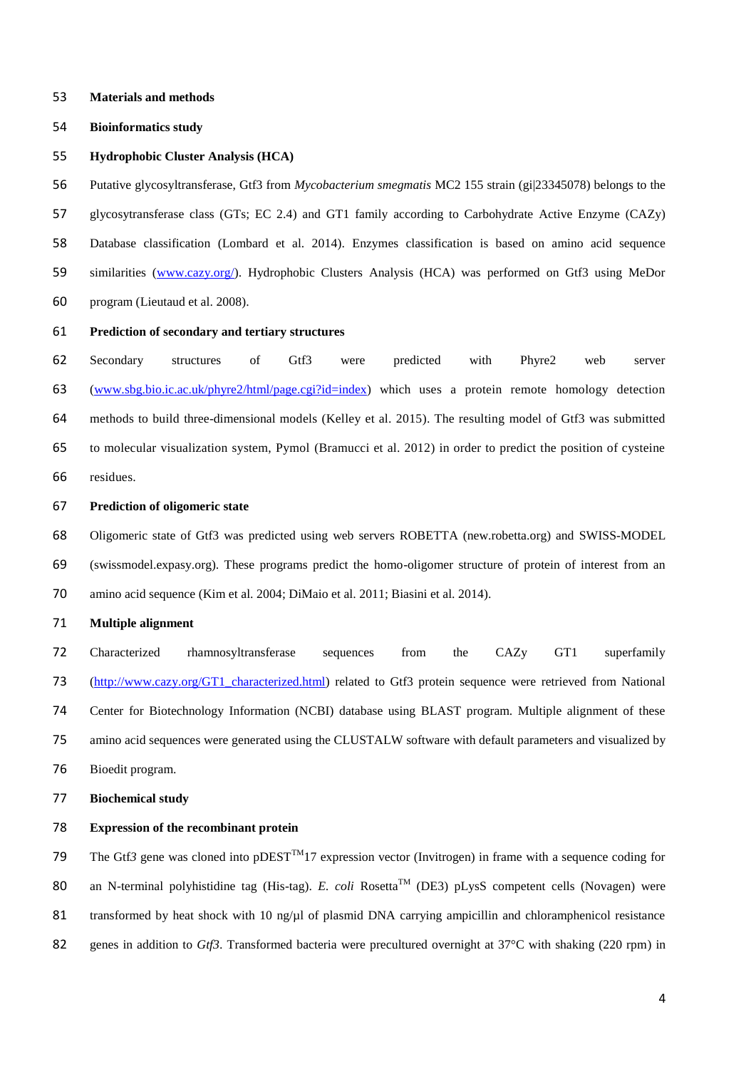## Materials and methods

### Bioinformatics study

#### Hydrophobic Cluster Analysis (HCA)

Putative glycosyltransferase, Gtf3 from *Mycobacterium smegmatis* MC2 155 strain (gi|23345078) belongs to the glycosyltransferase class (GTs; EC 2.4) and GT1 family according to Carbohydrate Active Enzyme (CAZy) Database classification (Lombard et al. 2014). Enzymes classification is based on amino acid sequence similarities (www.cazy.org/). Hydrophobic Clusters Analysis (HCA) was performed on Gtf3 using MeDor program (Lieutaud et al. 2008).

#### Prediction of secondary and tertiary structures

Secondary structures of Gtf3 were predicted with Phyre2 web server (www.sbg.bio.ic.ac.uk/phyre2/html/page.cgi?id=index) which uses a protein remote homology detection methods to build three-dimensional models (Kelley et al. 2015). The resulting model of Gtf3 was submitted to molecular visualization system, Pymol (Bramucci et al. 2012) in order to predict the position of cysteine residues.

#### Prediction of oligomeric state

Oligomeric state of Gtf3 was predicted using web servers ROBETTA (new.robetta.org) and SWISS-MODEL (swissmodel.expasy.org). These programs predict the homo-oligomer structure of protein of interest from an amino acid sequence (Kim et al. 2004; DiMaio et al. 2011; Biasini et al. 2014).

#### Multiple alignment

Characterized rhamnosyltransferase sequences from the CAZy GT1 superfamily (http://www.cazy.org/GT1_characterized.html) related to Gtf3 protein sequence were retrieved from National Center for Biotechnology Information (NCBI) database using BLAST program. Multiple alignment of these amino acid sequences were generated using the CLUSTALW software with default parameters and visualized by Bioedit program.

### Biochemical study

#### Expression of the recombinant protein

The Gtf*3* gene was cloned into pDEST™17 expression vector (Invitrogen) in frame with a sequence coding for an N-terminal polyhistidine tag (His-tag). *E. coli* Rosetta™ (DE3) pLysS competent cells (Novagen) were transformed by heat shock with 10 ng/µl of plasmid DNA carrying ampicillin and chloramphenicol resistance genes in addition to *Gtf3*. Transformed bacteria were precultured overnight at 37°C with shaking (220 rpm) in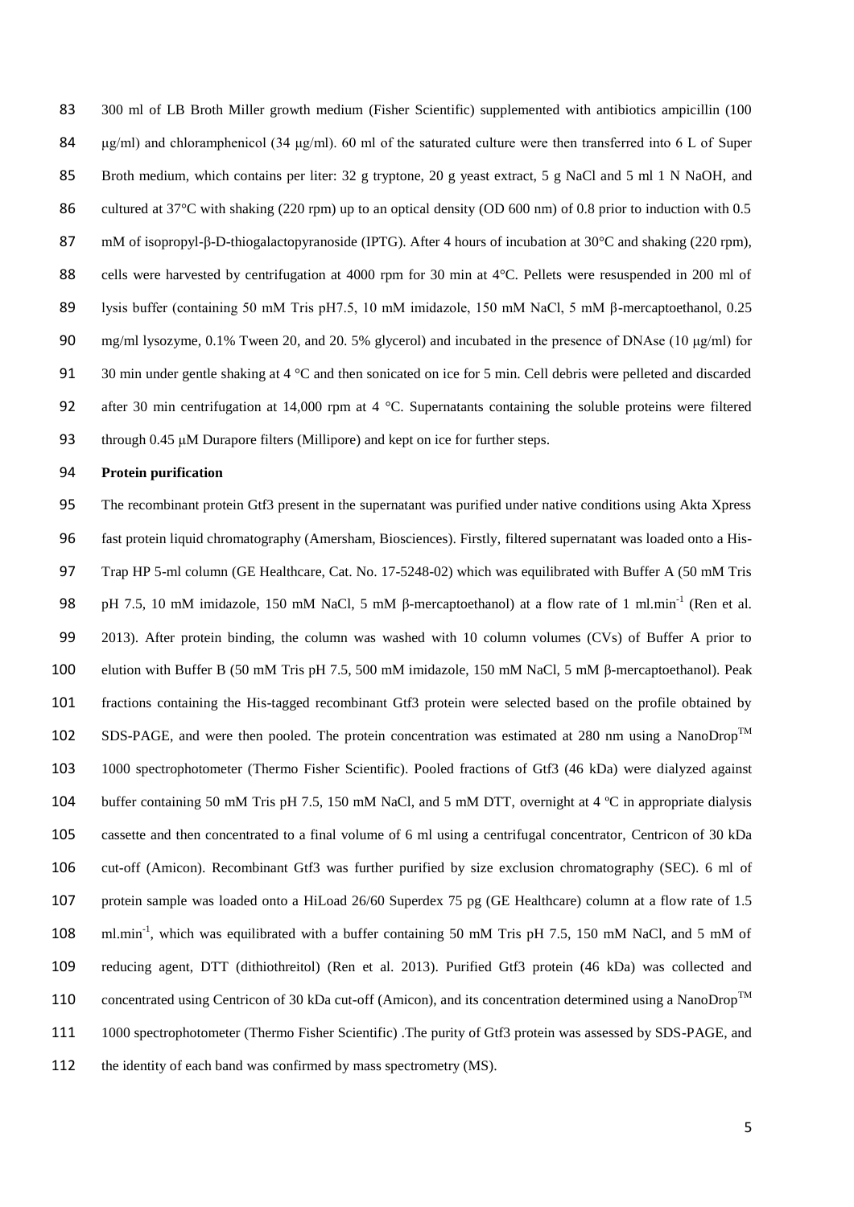300 ml of LB Broth Miller growth medium (Fisher Scientific) supplemented with antibiotics ampicillin (100 μg/ml) and chloramphenicol (34 μg/ml). 60 ml of the saturated culture were then transferred into 6 L of Super Broth medium, which contains per liter: 32 g tryptone, 20 g yeast extract, 5 g NaCl and 5 ml 1 N NaOH, and cultured at 37°C with shaking (220 rpm) up to an optical density (OD 600 nm) of 0.8 prior to induction with 0.5 mM of isopropyl-β-D-thiogalactopyranoside (IPTG). After 4 hours of incubation at 30°C and shaking (220 rpm), cells were harvested by centrifugation at 4000 rpm for 30 min at 4°C. Pellets were resuspended in 200 ml of lysis buffer (containing 50 mM Tris pH7.5, 10 mM imidazole, 150 mM NaCl, 5 mM β-mercaptoethanol, 0.25 mg/ml lysozyme, 0.1% Tween 20, and 20. 5% glycerol) and incubated in the presence of DNAse (10 μg/ml) for 30 min under gentle shaking at 4 °C and then sonicated on ice for 5 min. Cell debris were pelleted and discarded after 30 min centrifugation at 14,000 rpm at 4 °C. Supernatants containing the soluble proteins were filtered through 0.45 μM Durapore filters (Millipore) and kept on ice for further steps.

**Protein purification**

The recombinant protein Gtf3 present in the supernatant was purified under native conditions using Akta Xpress fast protein liquid chromatography (Amersham, Biosciences). Firstly, filtered supernatant was loaded onto a His-Trap HP 5-ml column (GE Healthcare, Cat. No. 17-5248-02) which was equilibrated with Buffer A (50 mM Tris pH 7.5, 10 mM imidazole, 150 mM NaCl, 5 mM β-mercaptoethanol) at a flow rate of 1 ml.min$^{-1}$ (Ren et al. 2013). After protein binding, the column was washed with 10 column volumes (CVs) of Buffer A prior to elution with Buffer B (50 mM Tris pH 7.5, 500 mM imidazole, 150 mM NaCl, 5 mM β-mercaptoethanol). Peak fractions containing the His-tagged recombinant Gtf3 protein were selected based on the profile obtained by SDS-PAGE, and were then pooled. The protein concentration was estimated at 280 nm using a NanoDrop™ 1000 spectrophotometer (Thermo Fisher Scientific). Pooled fractions of Gtf3 (46 kDa) were dialyzed against buffer containing 50 mM Tris pH 7.5, 150 mM NaCl, and 5 mM DTT, overnight at 4 ºC in appropriate dialysis cassette and then concentrated to a final volume of 6 ml using a centrifugal concentrator, Centricon of 30 kDa cut-off (Amicon). Recombinant Gtf3 was further purified by size exclusion chromatography (SEC). 6 ml of protein sample was loaded onto a HiLoad 26/60 Superdex 75 pg (GE Healthcare) column at a flow rate of 1.5 ml.min$^{-1}$, which was equilibrated with a buffer containing 50 mM Tris pH 7.5, 150 mM NaCl, and 5 mM of reducing agent, DTT (dithiothreitol) (Ren et al. 2013). Purified Gtf3 protein (46 kDa) was collected and concentrated using Centricon of 30 kDa cut-off (Amicon), and its concentration determined using a NanoDrop™ 1000 spectrophotometer (Thermo Fisher Scientific) .The purity of Gtf3 protein was assessed by SDS-PAGE, and the identity of each band was confirmed by mass spectrometry (MS).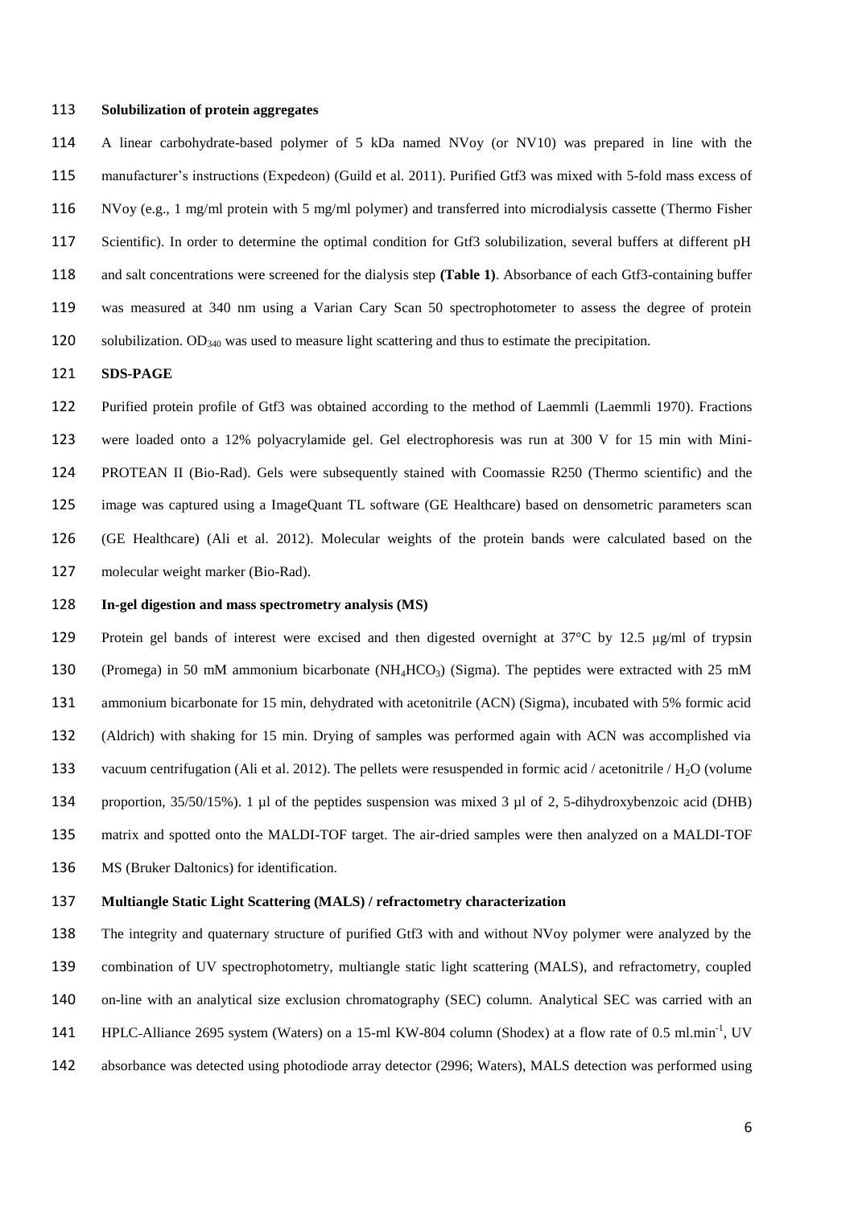**Solubilization of protein aggregates**

A linear carbohydrate-based polymer of 5 kDa named NVoy (or NV10) was prepared in line with the manufacturer's instructions (Expedeon) (Guild et al. 2011). Purified Gtf3 was mixed with 5-fold mass excess of NVoy (e.g., 1 mg/ml protein with 5 mg/ml polymer) and transferred into microdialysis cassette (Thermo Fisher Scientific). In order to determine the optimal condition for Gtf3 solubilization, several buffers at different pH and salt concentrations were screened for the dialysis step **(Table 1)**. Absorbance of each Gtf3-containing buffer was measured at 340 nm using a Varian Cary Scan 50 spectrophotometer to assess the degree of protein solubilization. $OD_{340}$ was used to measure light scattering and thus to estimate the precipitation.

**SDS-PAGE**

Purified protein profile of Gtf3 was obtained according to the method of Laemmli (Laemmli 1970). Fractions were loaded onto a 12% polyacrylamide gel. Gel electrophoresis was run at 300 V for 15 min with Mini-PROTEAN II (Bio-Rad). Gels were subsequently stained with Coomassie R250 (Thermo scientific) and the image was captured using a ImageQuant TL software (GE Healthcare) based on densometric parameters scan (GE Healthcare) (Ali et al. 2012). Molecular weights of the protein bands were calculated based on the molecular weight marker (Bio-Rad).

**In-gel digestion and mass spectrometry analysis (MS)**

Protein gel bands of interest were excised and then digested overnight at 37°C by 12.5 µg/ml of trypsin (Promega) in 50 mM ammonium bicarbonate ($NH_4HCO_3$) (Sigma). The peptides were extracted with 25 mM ammonium bicarbonate for 15 min, dehydrated with acetonitrile (ACN) (Sigma), incubated with 5% formic acid (Aldrich) with shaking for 15 min. Drying of samples was performed again with ACN was accomplished via vacuum centrifugation (Ali et al. 2012). The pellets were resuspended in formic acid / acetonitrile / $H_2O$ (volume proportion, 35/50/15%). 1 µl of the peptides suspension was mixed 3 µl of 2, 5-dihydroxybenzoic acid (DHB) matrix and spotted onto the MALDI-TOF target. The air-dried samples were then analyzed on a MALDI-TOF MS (Bruker Daltonics) for identification.

**Multiangle Static Light Scattering (MALS) / refractometry characterization**

The integrity and quaternary structure of purified Gtf3 with and without NVoy polymer were analyzed by the combination of UV spectrophotometry, multiangle static light scattering (MALS), and refractometry, coupled on-line with an analytical size exclusion chromatography (SEC) column. Analytical SEC was carried with an HPLC-Alliance 2695 system (Waters) on a 15-ml KW-804 column (Shodex) at a flow rate of 0.5 $ml.min^{-1}$, UV absorbance was detected using photodiode array detector (2996; Waters), MALS detection was performed using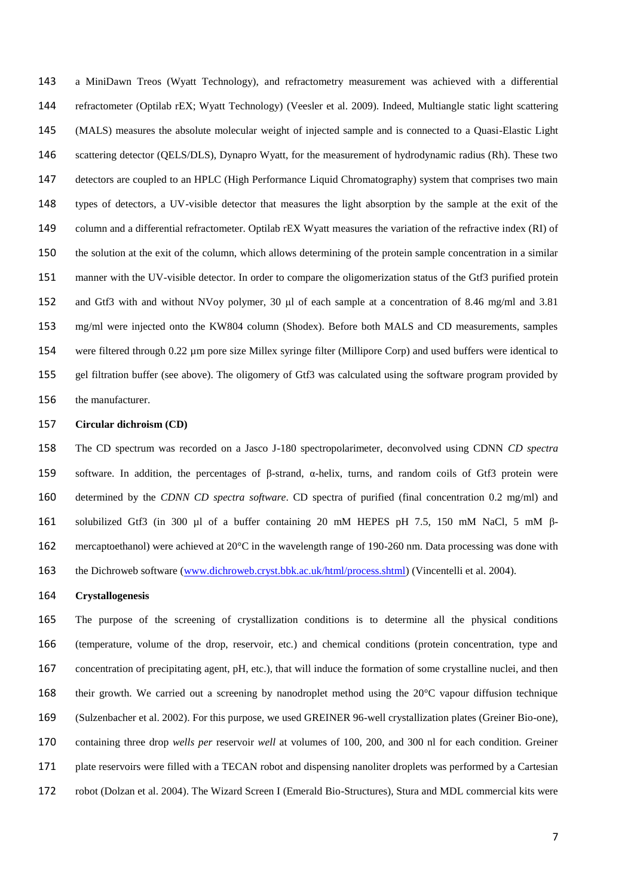a MiniDawn Treos (Wyatt Technology), and refractometry measurement was achieved with a differential refractometer (Optilab rEX; Wyatt Technology) (Veesler et al. 2009). Indeed, Multiangle static light scattering (MALS) measures the absolute molecular weight of injected sample and is connected to a Quasi-Elastic Light scattering detector (QELS/DLS), Dynapro Wyatt, for the measurement of hydrodynamic radius (Rh). These two detectors are coupled to an HPLC (High Performance Liquid Chromatography) system that comprises two main types of detectors, a UV-visible detector that measures the light absorption by the sample at the exit of the column and a differential refractometer. Optilab rEX Wyatt measures the variation of the refractive index (RI) of the solution at the exit of the column, which allows determining of the protein sample concentration in a similar manner with the UV-visible detector. In order to compare the oligomerization status of the Gtf3 purified protein and Gtf3 with and without NVoy polymer, 30 µl of each sample at a concentration of 8.46 mg/ml and 3.81 mg/ml were injected onto the KW804 column (Shodex). Before both MALS and CD measurements, samples were filtered through 0.22 µm pore size Millex syringe filter (Millipore Corp) and used buffers were identical to gel filtration buffer (see above). The oligomery of Gtf3 was calculated using the software program provided by the manufacturer.

**Circular dichroism (CD)**

The CD spectrum was recorded on a Jasco J-180 spectropolarimeter, deconvolved using CDNN *CD spectra* software. In addition, the percentages of β-strand, α-helix, turns, and random coils of Gtf3 protein were determined by the *CDNN CD spectra software*. CD spectra of purified (final concentration 0.2 mg/ml) and solubilized Gtf3 (in 300 µl of a buffer containing 20 mM HEPES pH 7.5, 150 mM NaCl, 5 mM β-mercaptoethanol) were achieved at 20°C in the wavelength range of 190-260 nm. Data processing was done with the Dichroweb software (www.dichroweb.cryst.bbk.ac.uk/html/process.shtml) (Vincentelli et al. 2004).

**Crystallogenesis**

The purpose of the screening of crystallization conditions is to determine all the physical conditions (temperature, volume of the drop, reservoir, etc.) and chemical conditions (protein concentration, type and concentration of precipitating agent, pH, etc.), that will induce the formation of some crystalline nuclei, and then their growth. We carried out a screening by nanodroplet method using the 20°C vapour diffusion technique (Sulzenbacher et al. 2002). For this purpose, we used GREINER 96-well crystallization plates (Greiner Bio-one), containing three drop *wells per* reservoir *well* at volumes of 100, 200, and 300 nl for each condition. Greiner plate reservoirs were filled with a TECAN robot and dispensing nanoliter droplets was performed by a Cartesian robot (Dolzan et al. 2004). The Wizard Screen I (Emerald Bio-Structures), Stura and MDL commercial kits were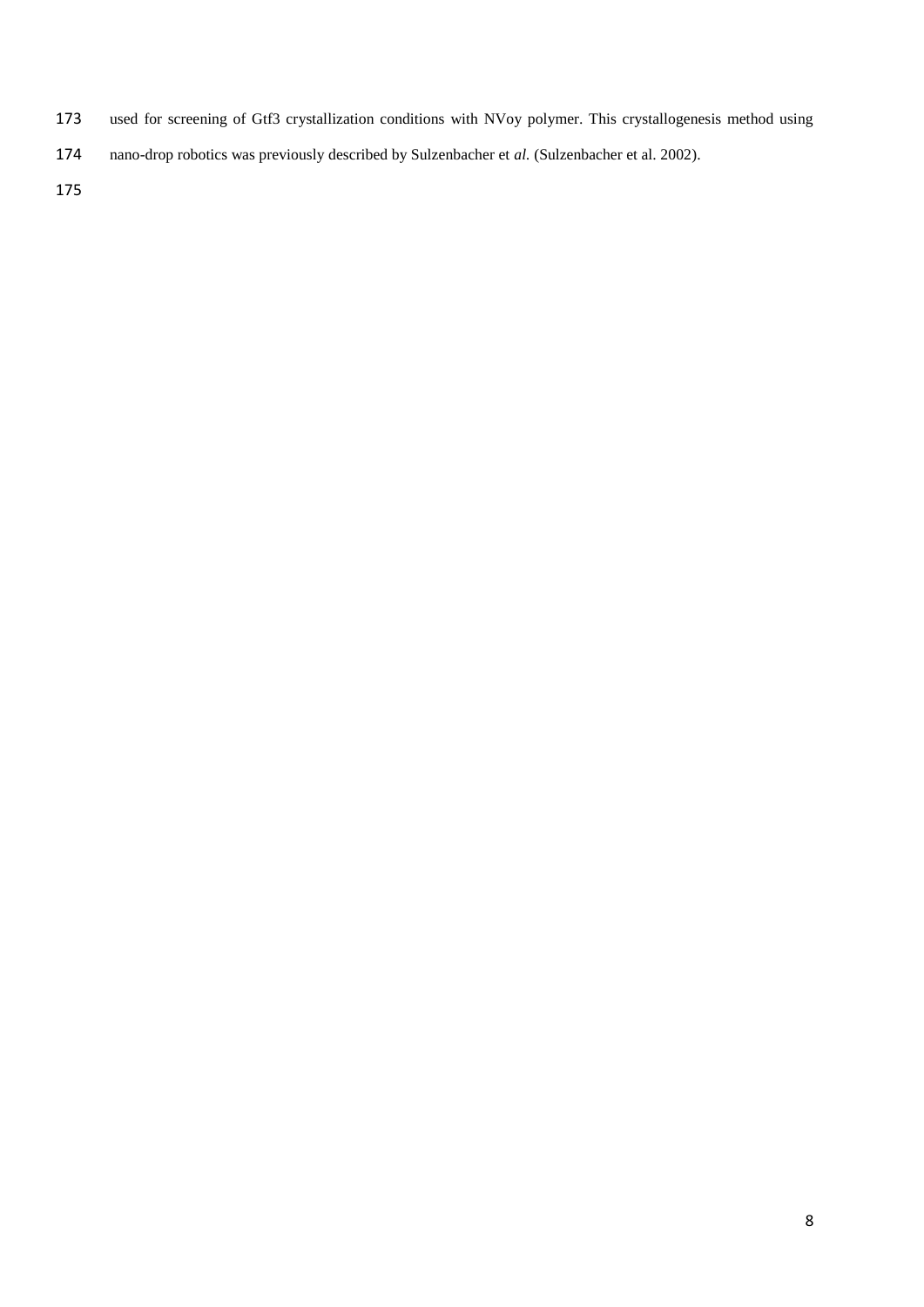used for screening of Gtf3 crystallization conditions with NVoy polymer. This crystallogenesis method using nano-drop robotics was previously described by Sulzenbacher et *al.* (Sulzenbacher et al. 2002).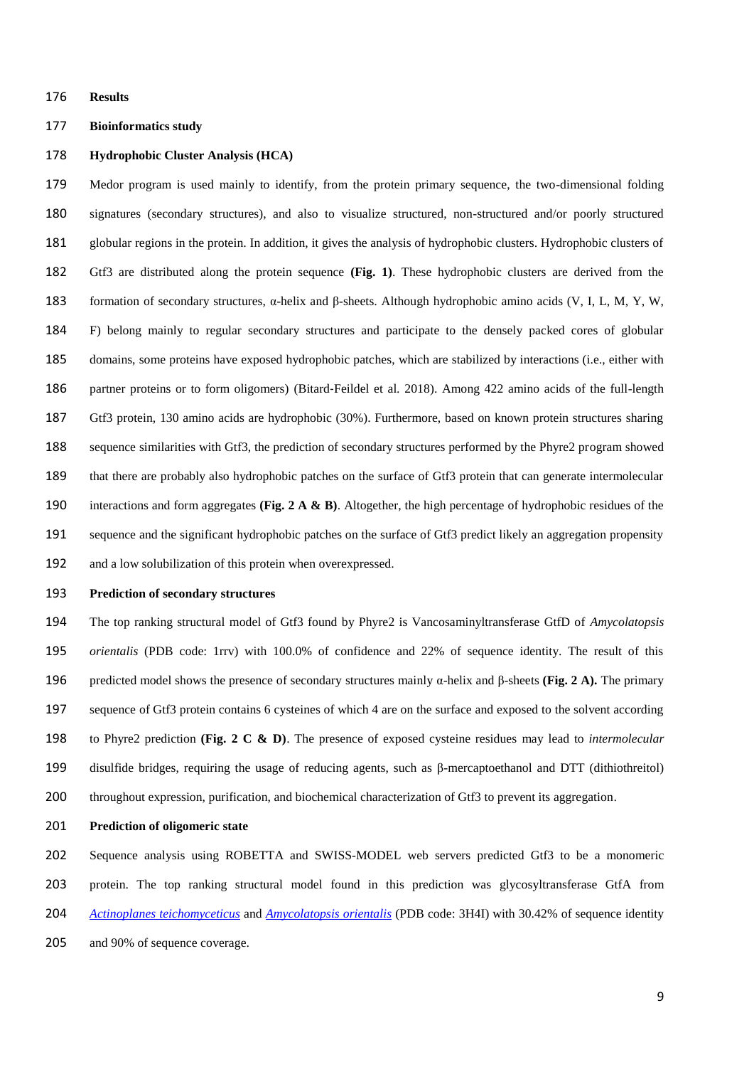## Results

### Bioinformatics study

#### Hydrophobic Cluster Analysis (HCA)

Medor program is used mainly to identify, from the protein primary sequence, the two-dimensional folding signatures (secondary structures), and also to visualize structured, non-structured and/or poorly structured globular regions in the protein. In addition, it gives the analysis of hydrophobic clusters. Hydrophobic clusters of Gtf3 are distributed along the protein sequence **(Fig. 1)**. These hydrophobic clusters are derived from the formation of secondary structures, α-helix and β-sheets. Although hydrophobic amino acids (V, I, L, M, Y, W, F) belong mainly to regular secondary structures and participate to the densely packed cores of globular domains, some proteins have exposed hydrophobic patches, which are stabilized by interactions (i.e., either with partner proteins or to form oligomers) (Bitard-Feildel et al. 2018). Among 422 amino acids of the full-length Gtf3 protein, 130 amino acids are hydrophobic (30%). Furthermore, based on known protein structures sharing sequence similarities with Gtf3, the prediction of secondary structures performed by the Phyre2 program showed that there are probably also hydrophobic patches on the surface of Gtf3 protein that can generate intermolecular interactions and form aggregates **(Fig. 2 A & B)**. Altogether, the high percentage of hydrophobic residues of the sequence and the significant hydrophobic patches on the surface of Gtf3 predict likely an aggregation propensity and a low solubilization of this protein when overexpressed.

#### Prediction of secondary structures

The top ranking structural model of Gtf3 found by Phyre2 is Vancosaminyltransferase GtfD of *Amycolatopsis orientalis* (PDB code: 1rrv) with 100.0% of confidence and 22% of sequence identity. The result of this predicted model shows the presence of secondary structures mainly α-helix and β-sheets **(Fig. 2 A).** The primary sequence of Gtf3 protein contains 6 cysteines of which 4 are on the surface and exposed to the solvent according to Phyre2 prediction **(Fig. 2 C & D)**. The presence of exposed cysteine residues may lead to *intermolecular* disulfide bridges, requiring the usage of reducing agents, such as β-mercaptoethanol and DTT (dithiothreitol) throughout expression, purification, and biochemical characterization of Gtf3 to prevent its aggregation.

#### Prediction of oligomeric state

Sequence analysis using ROBETTA and SWISS-MODEL web servers predicted Gtf3 to be a monomeric protein. The top ranking structural model found in this prediction was glycosyltransferase GtfA from *Actinoplanes teichomyceticus* and *Amycolatopsis orientalis* (PDB code: 3H4I) with 30.42% of sequence identity and 90% of sequence coverage.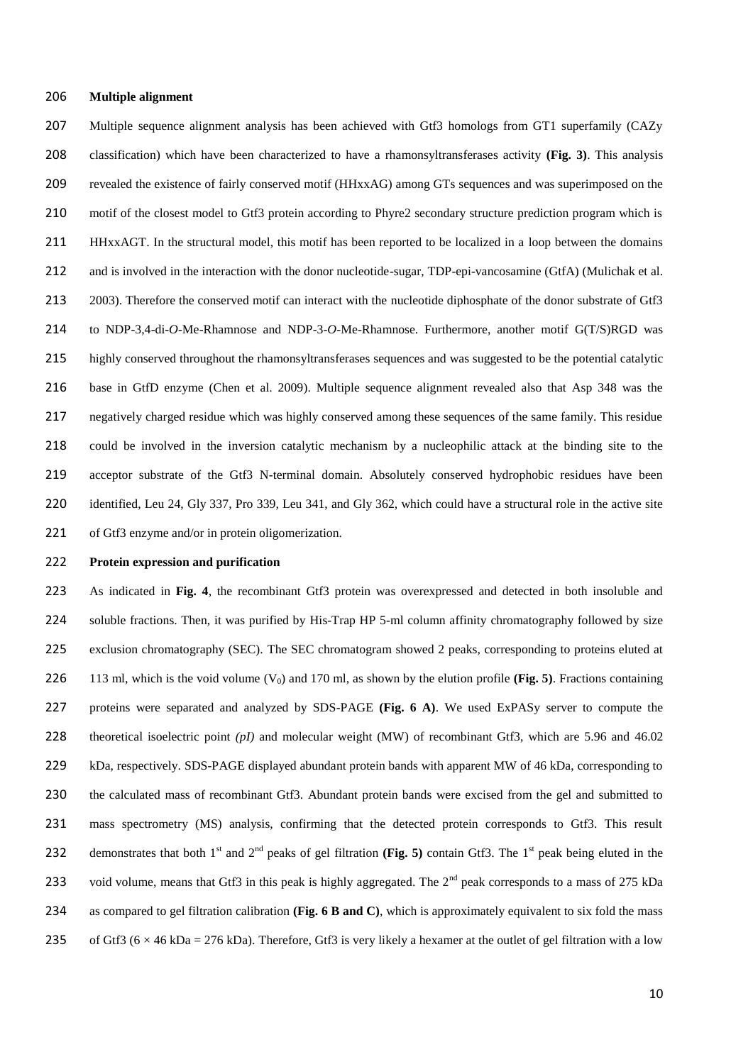**Multiple alignment**

Multiple sequence alignment analysis has been achieved with Gtf3 homologs from GT1 superfamily (CAZy classification) which have been characterized to have a rhamonsyltransferases activity **(Fig. 3)**. This analysis revealed the existence of fairly conserved motif (HHxxAG) among GTs sequences and was superimposed on the motif of the closest model to Gtf3 protein according to Phyre2 secondary structure prediction program which is HHxxAGT. In the structural model, this motif has been reported to be localized in a loop between the domains and is involved in the interaction with the donor nucleotide-sugar, TDP-epi-vancosamine (GtfA) (Mulichak et al. 2003). Therefore the conserved motif can interact with the nucleotide diphosphate of the donor substrate of Gtf3 to NDP-3,4-di-*O*-Me-Rhamnose and NDP-3-*O*-Me-Rhamnose. Furthermore, another motif G(T/S)RGD was highly conserved throughout the rhamonsyltransferases sequences and was suggested to be the potential catalytic base in GtfD enzyme (Chen et al. 2009). Multiple sequence alignment revealed also that Asp 348 was the negatively charged residue which was highly conserved among these sequences of the same family. This residue could be involved in the inversion catalytic mechanism by a nucleophilic attack at the binding site to the acceptor substrate of the Gtf3 N-terminal domain. Absolutely conserved hydrophobic residues have been identified, Leu 24, Gly 337, Pro 339, Leu 341, and Gly 362, which could have a structural role in the active site of Gtf3 enzyme and/or in protein oligomerization.

**Protein expression and purification**

As indicated in **Fig. 4**, the recombinant Gtf3 protein was overexpressed and detected in both insoluble and soluble fractions. Then, it was purified by His-Trap HP 5-ml column affinity chromatography followed by size exclusion chromatography (SEC). The SEC chromatogram showed 2 peaks, corresponding to proteins eluted at 113 ml, which is the void volume ($V_0$) and 170 ml, as shown by the elution profile **(Fig. 5)**. Fractions containing proteins were separated and analyzed by SDS-PAGE **(Fig. 6 A)**. We used ExPASy server to compute the theoretical isoelectric point *(pI)* and molecular weight (MW) of recombinant Gtf3, which are 5.96 and 46.02 kDa, respectively. SDS-PAGE displayed abundant protein bands with apparent MW of 46 kDa, corresponding to the calculated mass of recombinant Gtf3. Abundant protein bands were excised from the gel and submitted to mass spectrometry (MS) analysis, confirming that the detected protein corresponds to Gtf3. This result demonstrates that both 1$^{st}$ and 2$^{nd}$ peaks of gel filtration **(Fig. 5)** contain Gtf3. The 1$^{st}$ peak being eluted in the void volume, means that Gtf3 in this peak is highly aggregated. The 2$^{nd}$ peak corresponds to a mass of 275 kDa as compared to gel filtration calibration **(Fig. 6 B and C)**, which is approximately equivalent to six fold the mass of Gtf3 ($6 \times 46$ kDa = 276 kDa). Therefore, Gtf3 is very likely a hexamer at the outlet of gel filtration with a low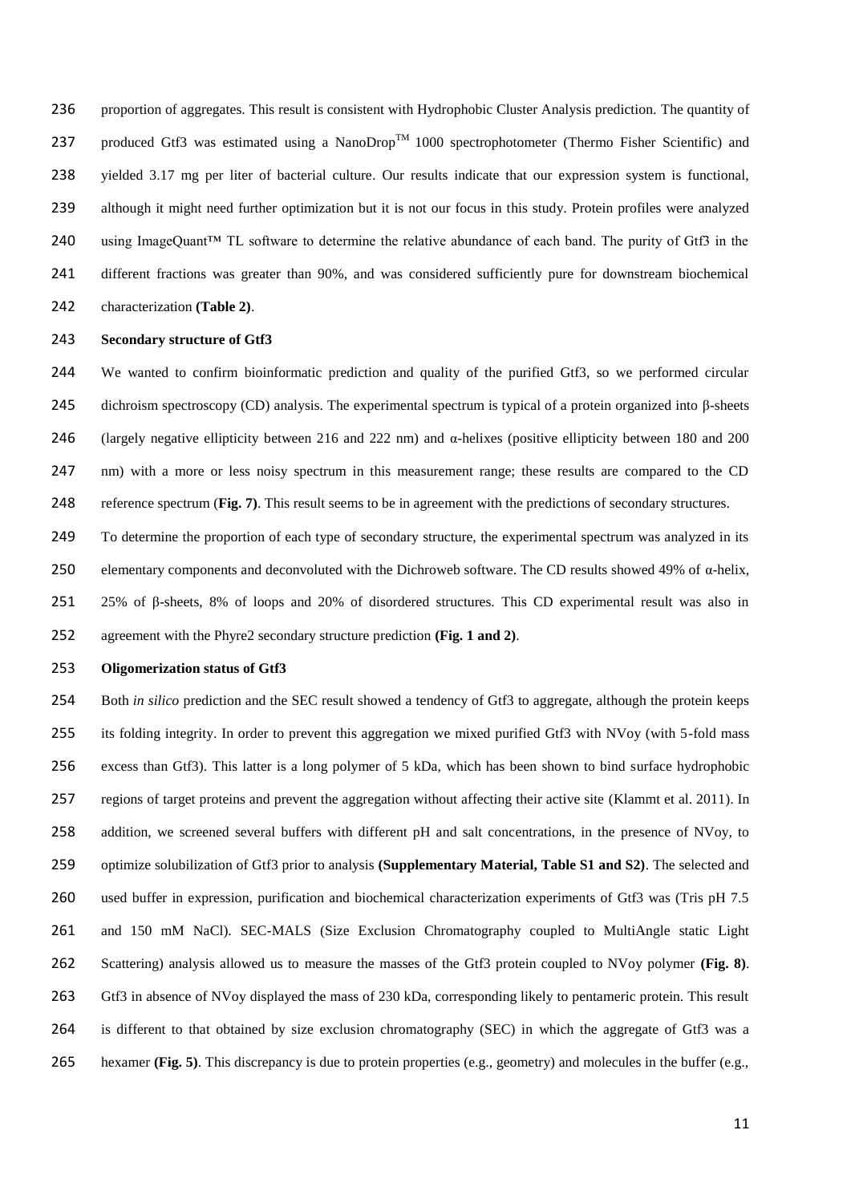proportion of aggregates. This result is consistent with Hydrophobic Cluster Analysis prediction. The quantity of produced Gtf3 was estimated using a NanoDrop™ 1000 spectrophotometer (Thermo Fisher Scientific) and yielded 3.17 mg per liter of bacterial culture. Our results indicate that our expression system is functional, although it might need further optimization but it is not our focus in this study. Protein profiles were analyzed using ImageQuant™ TL software to determine the relative abundance of each band. The purity of Gtf3 in the different fractions was greater than 90%, and was considered sufficiently pure for downstream biochemical characterization **(Table 2)**.

**Secondary structure of Gtf3**

We wanted to confirm bioinformatic prediction and quality of the purified Gtf3, so we performed circular dichroism spectroscopy (CD) analysis. The experimental spectrum is typical of a protein organized into β-sheets (largely negative ellipticity between 216 and 222 nm) and α-helixes (positive ellipticity between 180 and 200 nm) with a more or less noisy spectrum in this measurement range; these results are compared to the CD reference spectrum (**Fig. 7)**. This result seems to be in agreement with the predictions of secondary structures.

To determine the proportion of each type of secondary structure, the experimental spectrum was analyzed in its elementary components and deconvoluted with the Dichroweb software. The CD results showed 49% of α-helix, 25% of β-sheets, 8% of loops and 20% of disordered structures. This CD experimental result was also in agreement with the Phyre2 secondary structure prediction **(Fig. 1 and 2)**.

**Oligomerization status of Gtf3**

Both *in silico* prediction and the SEC result showed a tendency of Gtf3 to aggregate, although the protein keeps its folding integrity. In order to prevent this aggregation we mixed purified Gtf3 with NVoy (with 5-fold mass excess than Gtf3). This latter is a long polymer of 5 kDa, which has been shown to bind surface hydrophobic regions of target proteins and prevent the aggregation without affecting their active site (Klammt et al. 2011). In addition, we screened several buffers with different pH and salt concentrations, in the presence of NVoy, to optimize solubilization of Gtf3 prior to analysis **(Supplementary Material, Table S1 and S2)**. The selected and used buffer in expression, purification and biochemical characterization experiments of Gtf3 was (Tris pH 7.5 and 150 mM NaCl). SEC-MALS (Size Exclusion Chromatography coupled to MultiAngle static Light Scattering) analysis allowed us to measure the masses of the Gtf3 protein coupled to NVoy polymer **(Fig. 8)**. Gtf3 in absence of NVoy displayed the mass of 230 kDa, corresponding likely to pentameric protein. This result is different to that obtained by size exclusion chromatography (SEC) in which the aggregate of Gtf3 was a hexamer **(Fig. 5)**. This discrepancy is due to protein properties (e.g., geometry) and molecules in the buffer (e.g.,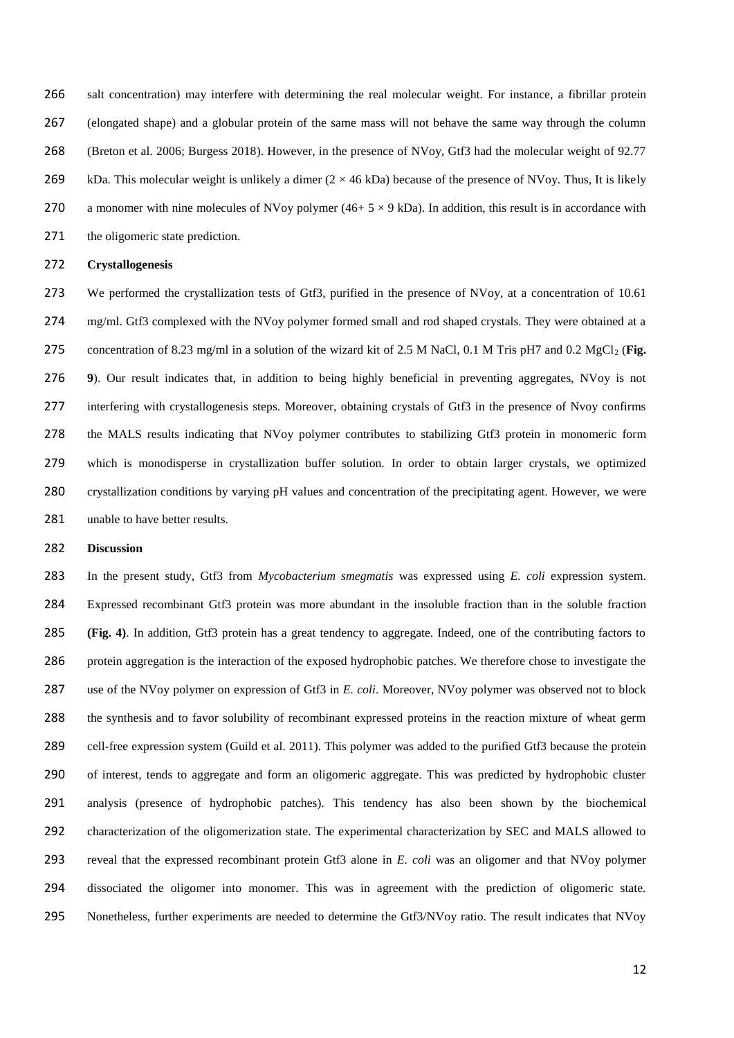salt concentration) may interfere with determining the real molecular weight. For instance, a fibrillar protein (elongated shape) and a globular protein of the same mass will not behave the same way through the column (Breton et al. 2006; Burgess 2018). However, in the presence of NVoy, Gtf3 had the molecular weight of 92.77 kDa. This molecular weight is unlikely a dimer ($2 \times 46$ kDa) because of the presence of NVoy. Thus, It is likely a monomer with nine molecules of NVoy polymer ($46 + 5 \times 9$ kDa). In addition, this result is in accordance with the oligomeric state prediction.

**Crystallogenesis**

We performed the crystallization tests of Gtf3, purified in the presence of NVoy, at a concentration of 10.61 mg/ml. Gtf3 complexed with the NVoy polymer formed small and rod shaped crystals. They were obtained at a concentration of 8.23 mg/ml in a solution of the wizard kit of 2.5 M NaCl, 0.1 M Tris pH7 and 0.2 $MgCl_2$ (**Fig. 9**). Our result indicates that, in addition to being highly beneficial in preventing aggregates, NVoy is not interfering with crystallogenesis steps. Moreover, obtaining crystals of Gtf3 in the presence of Nvoy confirms the MALS results indicating that NVoy polymer contributes to stabilizing Gtf3 protein in monomeric form which is monodisperse in crystallization buffer solution. In order to obtain larger crystals, we optimized crystallization conditions by varying pH values and concentration of the precipitating agent. However, we were unable to have better results.

**Discussion**

In the present study, Gtf3 from *Mycobacterium smegmatis* was expressed using *E. coli* expression system. Expressed recombinant Gtf3 protein was more abundant in the insoluble fraction than in the soluble fraction **(Fig. 4)**. In addition, Gtf3 protein has a great tendency to aggregate. Indeed, one of the contributing factors to protein aggregation is the interaction of the exposed hydrophobic patches. We therefore chose to investigate the use of the NVoy polymer on expression of Gtf3 in *E. coli*. Moreover, NVoy polymer was observed not to block the synthesis and to favor solubility of recombinant expressed proteins in the reaction mixture of wheat germ cell-free expression system (Guild et al. 2011). This polymer was added to the purified Gtf3 because the protein of interest, tends to aggregate and form an oligomeric aggregate. This was predicted by hydrophobic cluster analysis (presence of hydrophobic patches). This tendency has also been shown by the biochemical characterization of the oligomerization state. The experimental characterization by SEC and MALS allowed to reveal that the expressed recombinant protein Gtf3 alone in *E. coli* was an oligomer and that NVoy polymer dissociated the oligomer into monomer. This was in agreement with the prediction of oligomeric state. Nonetheless, further experiments are needed to determine the Gtf3/NVoy ratio. The result indicates that NVoy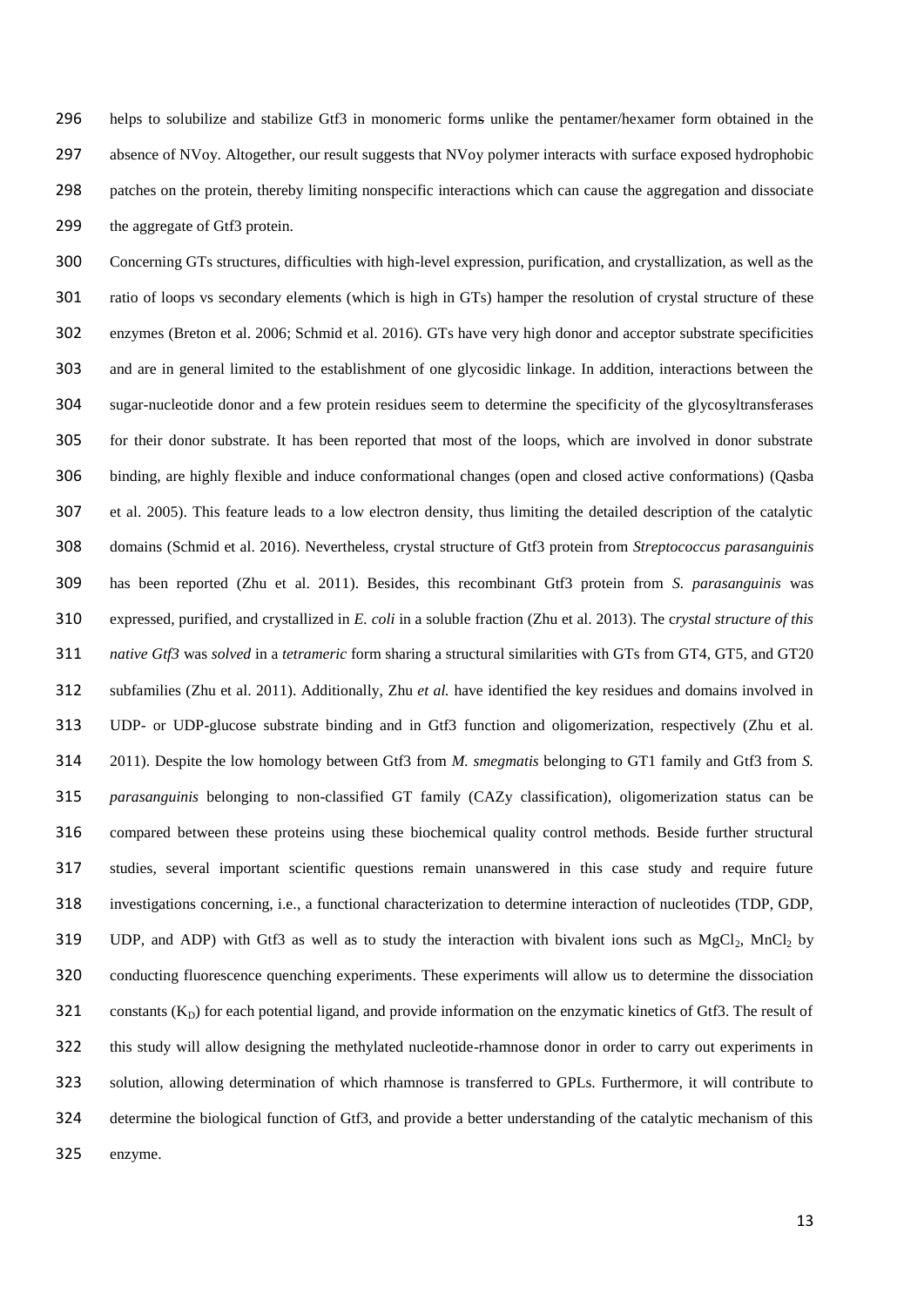helps to solubilize and stabilize Gtf3 in monomeric forms unlike the pentamer/hexamer form obtained in the absence of NVoy. Altogether, our result suggests that NVoy polymer interacts with surface exposed hydrophobic patches on the protein, thereby limiting nonspecific interactions which can cause the aggregation and dissociate the aggregate of Gtf3 protein.

Concerning GTs structures, difficulties with high-level expression, purification, and crystallization, as well as the ratio of loops vs secondary elements (which is high in GTs) hamper the resolution of crystal structure of these enzymes (Breton et al. 2006; Schmid et al. 2016). GTs have very high donor and acceptor substrate specificities and are in general limited to the establishment of one glycosidic linkage. In addition, interactions between the sugar-nucleotide donor and a few protein residues seem to determine the specificity of the glycosyltransferases for their donor substrate. It has been reported that most of the loops, which are involved in donor substrate binding, are highly flexible and induce conformational changes (open and closed active conformations) (Qasba et al. 2005). This feature leads to a low electron density, thus limiting the detailed description of the catalytic domains (Schmid et al. 2016). Nevertheless, crystal structure of Gtf3 protein from *Streptococcus parasanguinis* has been reported (Zhu et al. 2011). Besides, this recombinant Gtf3 protein from *S. parasanguinis* was expressed, purified, and crystallized in *E. coli* in a soluble fraction (Zhu et al. 2013). The c*rystal structure of this native Gtf3* was *solved* in a *tetrameric* form sharing a structural similarities with GTs from GT4, GT5, and GT20 subfamilies (Zhu et al. 2011). Additionally, Zhu *et al.* have identified the key residues and domains involved in UDP- or UDP-glucose substrate binding and in Gtf3 function and oligomerization, respectively (Zhu et al. 2011). Despite the low homology between Gtf3 from *M. smegmatis* belonging to GT1 family and Gtf3 from *S. parasanguinis* belonging to non-classified GT family (CAZy classification), oligomerization status can be compared between these proteins using these biochemical quality control methods. Beside further structural studies, several important scientific questions remain unanswered in this case study and require future investigations concerning, i.e., a functional characterization to determine interaction of nucleotides (TDP, GDP, UDP, and ADP) with Gtf3 as well as to study the interaction with bivalent ions such as $MgCl_2$, $MnCl_2$ by conducting fluorescence quenching experiments. These experiments will allow us to determine the dissociation constants ($K_D$) for each potential ligand, and provide information on the enzymatic kinetics of Gtf3. The result of this study will allow designing the methylated nucleotide-rhamnose donor in order to carry out experiments in solution, allowing determination of which rhamnose is transferred to GPLs. Furthermore, it will contribute to determine the biological function of Gtf3, and provide a better understanding of the catalytic mechanism of this enzyme.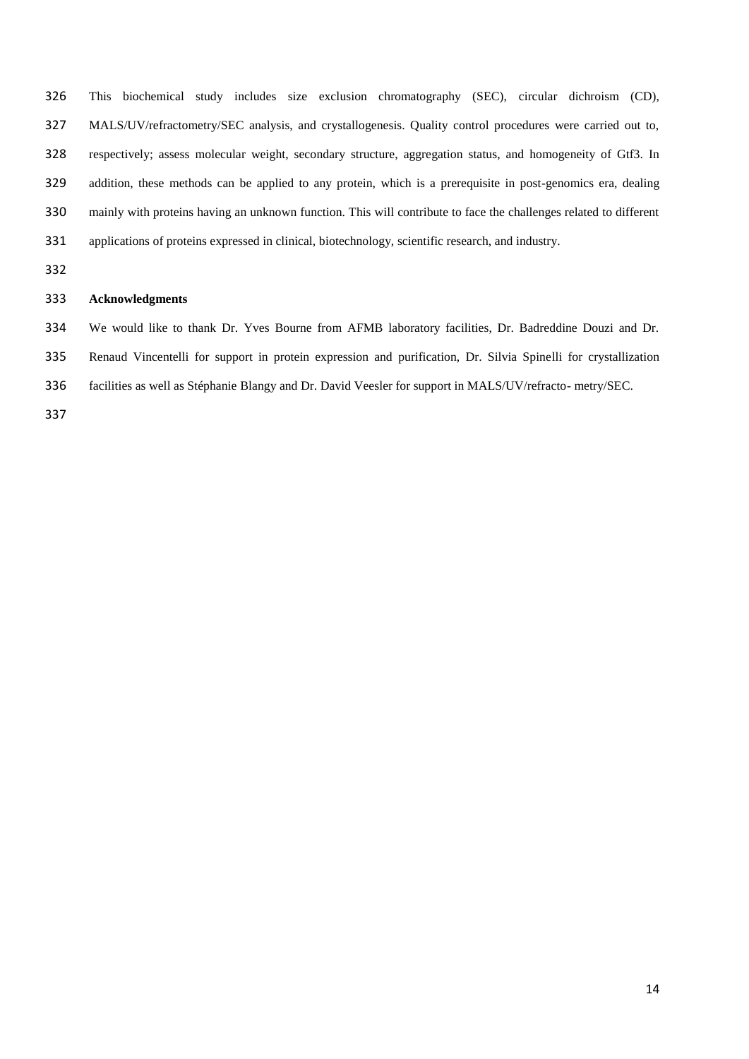This biochemical study includes size exclusion chromatography (SEC), circular dichroism (CD), MALS/UV/refractometry/SEC analysis, and crystallogenesis. Quality control procedures were carried out to, respectively; assess molecular weight, secondary structure, aggregation status, and homogeneity of Gtf3. In addition, these methods can be applied to any protein, which is a prerequisite in post-genomics era, dealing mainly with proteins having an unknown function. This will contribute to face the challenges related to different applications of proteins expressed in clinical, biotechnology, scientific research, and industry.

## Acknowledgments

We would like to thank Dr. Yves Bourne from AFMB laboratory facilities, Dr. Badreddine Douzi and Dr. Renaud Vincentelli for support in protein expression and purification, Dr. Silvia Spinelli for crystallization facilities as well as Stéphanie Blangy and Dr. David Veesler for support in MALS/UV/refracto- metry/SEC.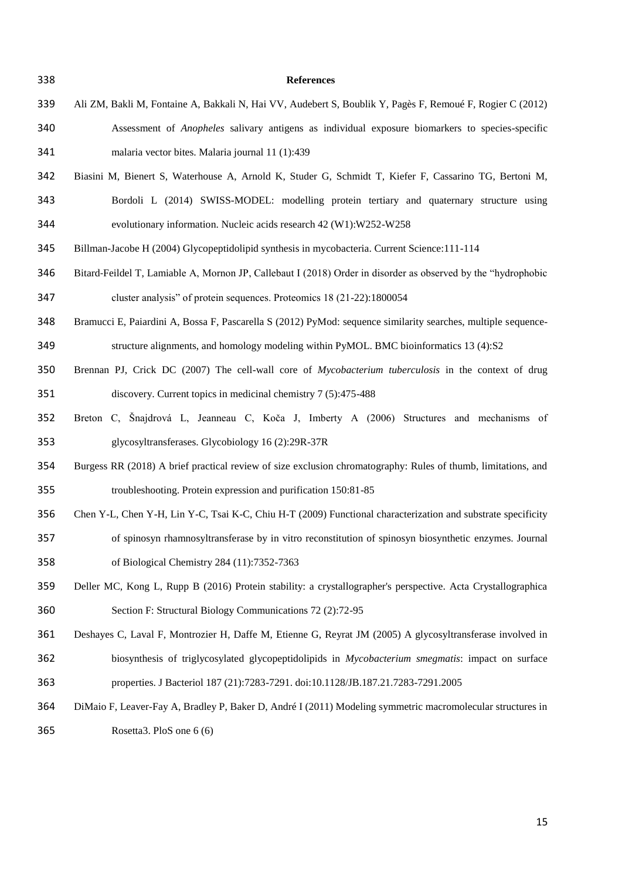## References

Ali ZM, Bakli M, Fontaine A, Bakkali N, Hai VV, Audebert S, Boublik Y, Pagès F, Remoué F, Rogier C (2012) Assessment of *Anopheles* salivary antigens as individual exposure biomarkers to species-specific malaria vector bites. Malaria journal 11 (1):439

Biasini M, Bienert S, Waterhouse A, Arnold K, Studer G, Schmidt T, Kiefer F, Cassarino TG, Bertoni M, Bordoli L (2014) SWISS-MODEL: modelling protein tertiary and quaternary structure using evolutionary information. Nucleic acids research 42 (W1):W252-W258

Billman-Jacobe H (2004) Glycopeptidolipid synthesis in mycobacteria. Current Science:111-114

Bitard-Feildel T, Lamiable A, Mornon JP, Callebaut I (2018) Order in disorder as observed by the "hydrophobic cluster analysis" of protein sequences. Proteomics 18 (21-22):1800054

Bramucci E, Paiardini A, Bossa F, Pascarella S (2012) PyMod: sequence similarity searches, multiple sequence-structure alignments, and homology modeling within PyMOL. BMC bioinformatics 13 (4):S2

Brennan PJ, Crick DC (2007) The cell-wall core of *Mycobacterium tuberculosis* in the context of drug discovery. Current topics in medicinal chemistry 7 (5):475-488

Breton C, Šnajdrová L, Jeanneau C, Koča J, Imberty A (2006) Structures and mechanisms of glycosyltransferases. Glycobiology 16 (2):29R-37R

Burgess RR (2018) A brief practical review of size exclusion chromatography: Rules of thumb, limitations, and troubleshooting. Protein expression and purification 150:81-85

Chen Y-L, Chen Y-H, Lin Y-C, Tsai K-C, Chiu H-T (2009) Functional characterization and substrate specificity of spinosyn rhamnosyltransferase by in vitro reconstitution of spinosyn biosynthetic enzymes. Journal of Biological Chemistry 284 (11):7352-7363

Deller MC, Kong L, Rupp B (2016) Protein stability: a crystallographer's perspective. Acta Crystallographica Section F: Structural Biology Communications 72 (2):72-95

Deshayes C, Laval F, Montrozier H, Daffe M, Etienne G, Reyrat JM (2005) A glycosyltransferase involved in biosynthesis of triglycosylated glycopeptidolipids in *Mycobacterium smegmatis*: impact on surface properties. J Bacteriol 187 (21):7283-7291. doi:10.1128/JB.187.21.7283-7291.2005

DiMaio F, Leaver-Fay A, Bradley P, Baker D, André I (2011) Modeling symmetric macromolecular structures in Rosetta3. PloS one 6 (6)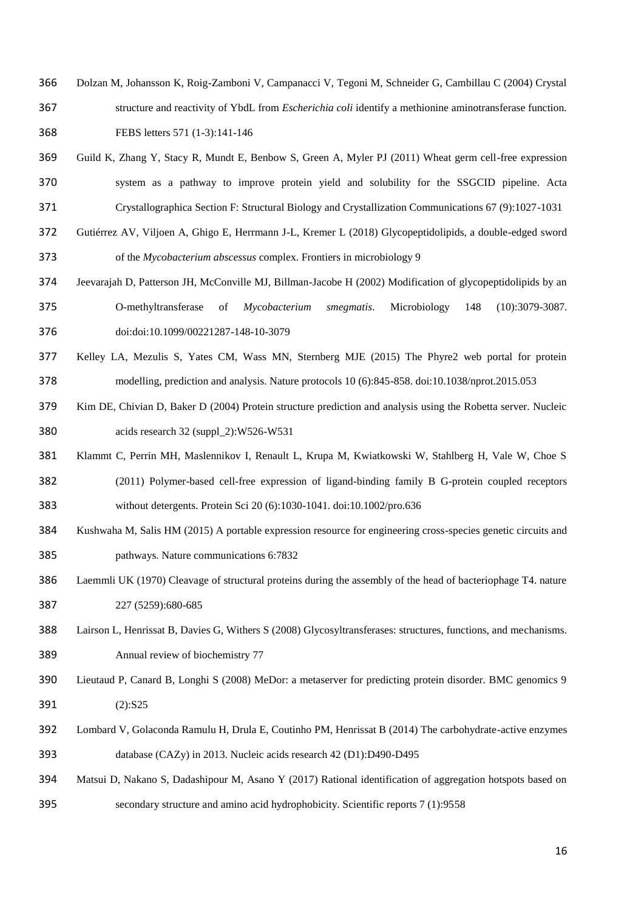Dolzan M, Johansson K, Roig-Zamboni V, Campanacci V, Tegoni M, Schneider G, Cambillau C (2004) Crystal structure and reactivity of YbdL from *Escherichia coli* identify a methionine aminotransferase function. FEBS letters 571 (1-3):141-146

Guild K, Zhang Y, Stacy R, Mundt E, Benbow S, Green A, Myler PJ (2011) Wheat germ cell-free expression system as a pathway to improve protein yield and solubility for the SSGCID pipeline. Acta Crystallographica Section F: Structural Biology and Crystallization Communications 67 (9):1027-1031

Gutiérrez AV, Viljoen A, Ghigo E, Herrmann J-L, Kremer L (2018) Glycopeptidolipids, a double-edged sword of the *Mycobacterium abscessus* complex. Frontiers in microbiology 9

Jeevarajah D, Patterson JH, McConville MJ, Billman-Jacobe H (2002) Modification of glycopeptidolipids by an O-methyltransferase of *Mycobacterium smegmatis*. Microbiology 148 (10):3079-3087. doi:doi:10.1099/00221287-148-10-3079

Kelley LA, Mezulis S, Yates CM, Wass MN, Sternberg MJE (2015) The Phyre2 web portal for protein modelling, prediction and analysis. Nature protocols 10 (6):845-858. doi:10.1038/nprot.2015.053

Kim DE, Chivian D, Baker D (2004) Protein structure prediction and analysis using the Robetta server. Nucleic acids research 32 (suppl_2):W526-W531

Klammt C, Perrin MH, Maslennikov I, Renault L, Krupa M, Kwiatkowski W, Stahlberg H, Vale W, Choe S (2011) Polymer-based cell-free expression of ligand-binding family B G-protein coupled receptors without detergents. Protein Sci 20 (6):1030-1041. doi:10.1002/pro.636

Kushwaha M, Salis HM (2015) A portable expression resource for engineering cross-species genetic circuits and pathways. Nature communications 6:7832

Laemmli UK (1970) Cleavage of structural proteins during the assembly of the head of bacteriophage T4. nature 227 (5259):680-685

Lairson L, Henrissat B, Davies G, Withers S (2008) Glycosyltransferases: structures, functions, and mechanisms. Annual review of biochemistry 77

Lieutaud P, Canard B, Longhi S (2008) MeDor: a metaserver for predicting protein disorder. BMC genomics 9 (2):S25

Lombard V, Golaconda Ramulu H, Drula E, Coutinho PM, Henrissat B (2014) The carbohydrate-active enzymes database (CAZy) in 2013. Nucleic acids research 42 (D1):D490-D495

Matsui D, Nakano S, Dadashipour M, Asano Y (2017) Rational identification of aggregation hotspots based on secondary structure and amino acid hydrophobicity. Scientific reports 7 (1):9558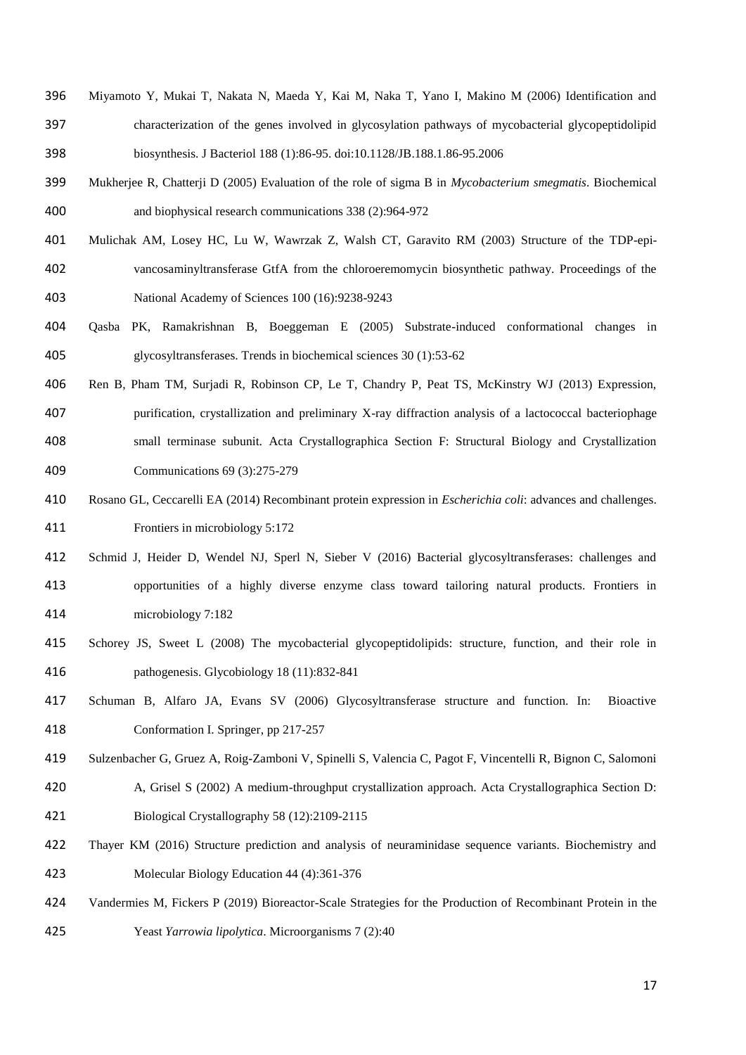Miyamoto Y, Mukai T, Nakata N, Maeda Y, Kai M, Naka T, Yano I, Makino M (2006) Identification and characterization of the genes involved in glycosylation pathways of mycobacterial glycopeptidolipid biosynthesis. J Bacteriol 188 (1):86-95. doi:10.1128/JB.188.1.86-95.2006

Mukherjee R, Chatterji D (2005) Evaluation of the role of sigma B in *Mycobacterium smegmatis*. Biochemical and biophysical research communications 338 (2):964-972

Mulichak AM, Losey HC, Lu W, Wawrzak Z, Walsh CT, Garavito RM (2003) Structure of the TDP-epi-vancosaminyltransferase GtfA from the chloroeremomycin biosynthetic pathway. Proceedings of the National Academy of Sciences 100 (16):9238-9243

Qasba PK, Ramakrishnan B, Boeggeman E (2005) Substrate-induced conformational changes in glycosyltransferases. Trends in biochemical sciences 30 (1):53-62

Ren B, Pham TM, Surjadi R, Robinson CP, Le T, Chandry P, Peat TS, McKinstry WJ (2013) Expression, purification, crystallization and preliminary X-ray diffraction analysis of a lactococcal bacteriophage small terminase subunit. Acta Crystallographica Section F: Structural Biology and Crystallization Communications 69 (3):275-279

Rosano GL, Ceccarelli EA (2014) Recombinant protein expression in *Escherichia coli*: advances and challenges. Frontiers in microbiology 5:172

Schmid J, Heider D, Wendel NJ, Sperl N, Sieber V (2016) Bacterial glycosyltransferases: challenges and opportunities of a highly diverse enzyme class toward tailoring natural products. Frontiers in microbiology 7:182

Schorey JS, Sweet L (2008) The mycobacterial glycopeptidolipids: structure, function, and their role in pathogenesis. Glycobiology 18 (11):832-841

Schuman B, Alfaro JA, Evans SV (2006) Glycosyltransferase structure and function. In: Bioactive Conformation I. Springer, pp 217-257

Sulzenbacher G, Gruez A, Roig-Zamboni V, Spinelli S, Valencia C, Pagot F, Vincentelli R, Bignon C, Salomoni A, Grisel S (2002) A medium-throughput crystallization approach. Acta Crystallographica Section D: Biological Crystallography 58 (12):2109-2115

Thayer KM (2016) Structure prediction and analysis of neuraminidase sequence variants. Biochemistry and Molecular Biology Education 44 (4):361-376

Vandermies M, Fickers P (2019) Bioreactor-Scale Strategies for the Production of Recombinant Protein in the Yeast *Yarrowia lipolytica*. Microorganisms 7 (2):40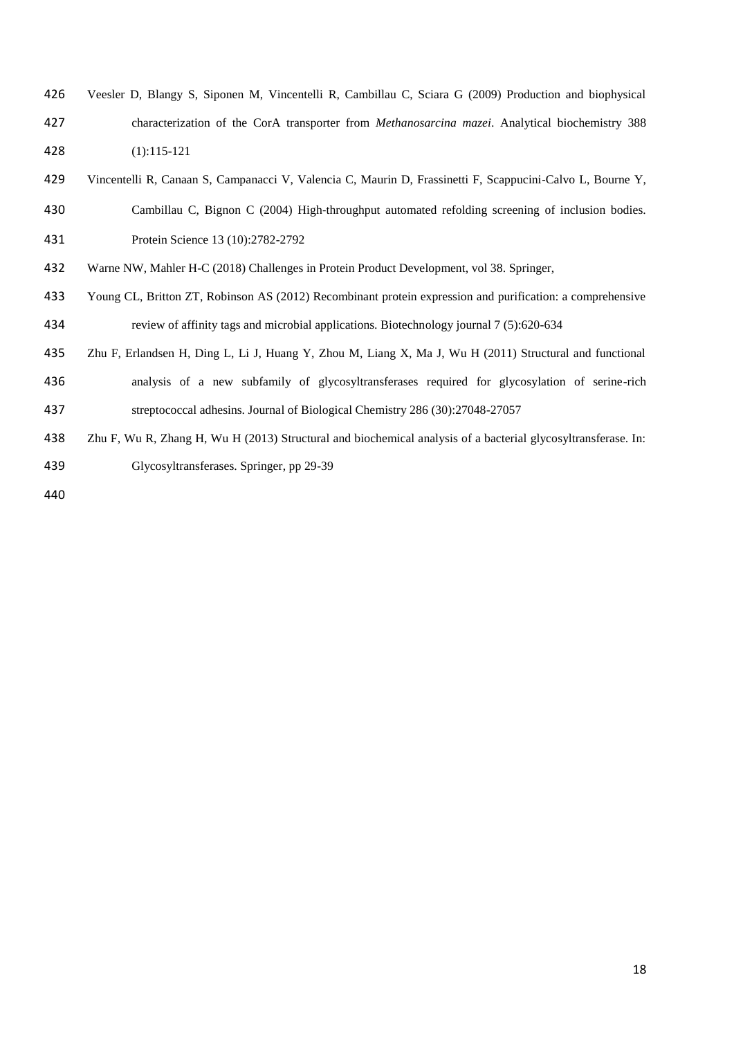Veesler D, Blangy S, Siponen M, Vincentelli R, Cambillau C, Sciara G (2009) Production and biophysical characterization of the CorA transporter from *Methanosarcina mazei*. Analytical biochemistry 388 (1):115-121

Vincentelli R, Canaan S, Campanacci V, Valencia C, Maurin D, Frassinetti F, Scappucini-Calvo L, Bourne Y, Cambillau C, Bignon C (2004) High-throughput automated refolding screening of inclusion bodies. Protein Science 13 (10):2782-2792

Warne NW, Mahler H-C (2018) Challenges in Protein Product Development, vol 38. Springer,

Young CL, Britton ZT, Robinson AS (2012) Recombinant protein expression and purification: a comprehensive review of affinity tags and microbial applications. Biotechnology journal 7 (5):620-634

Zhu F, Erlandsen H, Ding L, Li J, Huang Y, Zhou M, Liang X, Ma J, Wu H (2011) Structural and functional analysis of a new subfamily of glycosyltransferases required for glycosylation of serine-rich streptococcal adhesins. Journal of Biological Chemistry 286 (30):27048-27057

Zhu F, Wu R, Zhang H, Wu H (2013) Structural and biochemical analysis of a bacterial glycosyltransferase. In: Glycosyltransferases. Springer, pp 29-39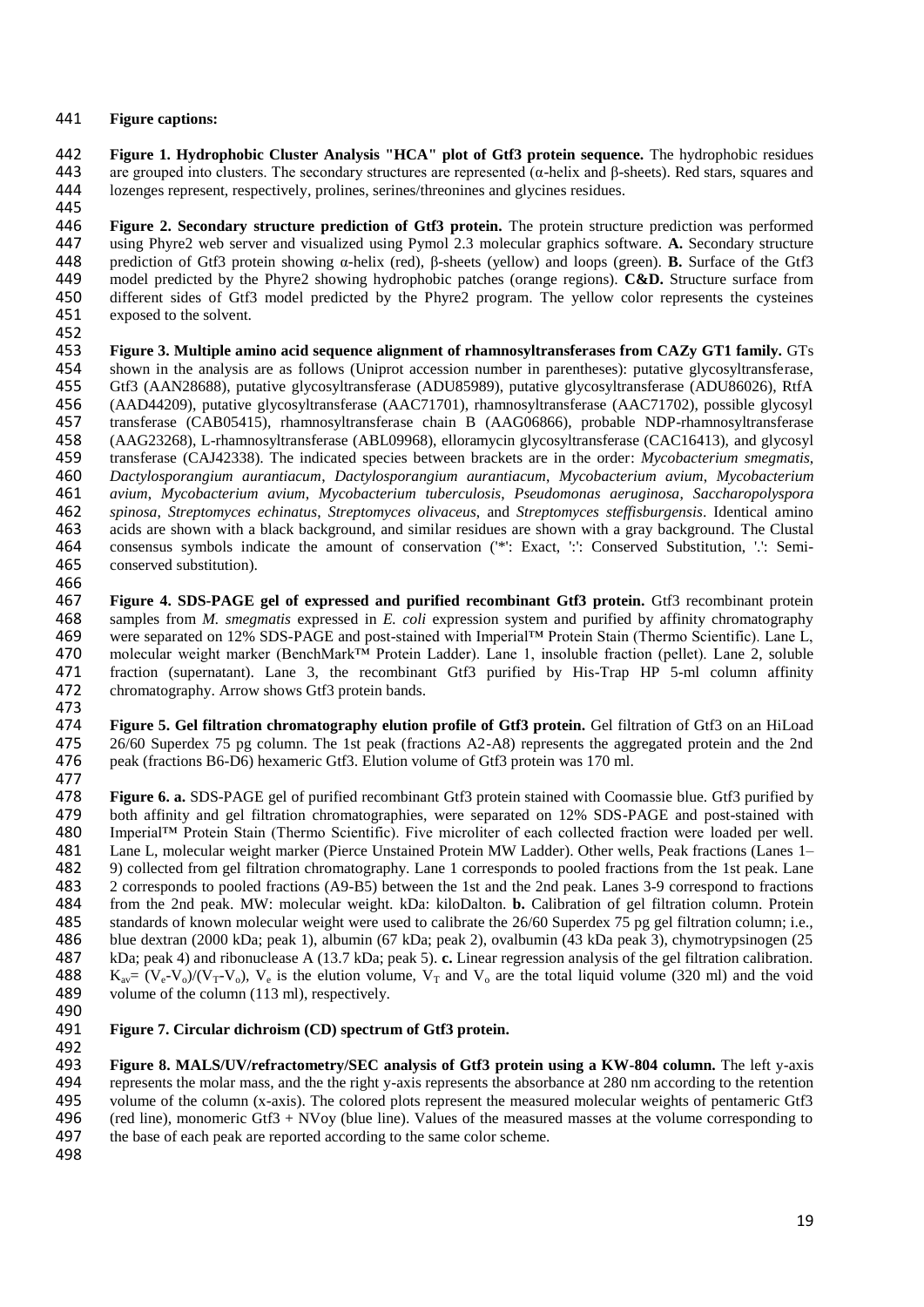**Figure captions:**

**Figure 1. Hydrophobic Cluster Analysis "HCA" plot of Gtf3 protein sequence.** The hydrophobic residues are grouped into clusters. The secondary structures are represented (α-helix and β-sheets). Red stars, squares and lozenges represent, respectively, prolines, serines/threonines and glycines residues.

**Figure 2. Secondary structure prediction of Gtf3 protein.** The protein structure prediction was performed using Phyre2 web server and visualized using Pymol 2.3 molecular graphics software. **A.** Secondary structure prediction of Gtf3 protein showing α-helix (red), β-sheets (yellow) and loops (green). **B.** Surface of the Gtf3 model predicted by the Phyre2 showing hydrophobic patches (orange regions). **C&D.** Structure surface from different sides of Gtf3 model predicted by the Phyre2 program. The yellow color represents the cysteines exposed to the solvent.

**Figure 3. Multiple amino acid sequence alignment of rhamnosyltransferases from CAZy GT1 family.** GTs shown in the analysis are as follows (Uniprot accession number in parentheses): putative glycosyltransferase, Gtf3 (AAN28688), putative glycosyltransferase (ADU85989), putative glycosyltransferase (ADU86026), RtfA (AAD44209), putative glycosyltransferase (AAC71701), rhamnosyltransferase (AAC71702), possible glycosyl transferase (CAB05415), rhamnosyltransferase chain B (AAG06866), probable NDP-rhamnosyltransferase (AAG23268), L-rhamnosyltransferase (ABL09968), elloramycin glycosyltransferase (CAC16413), and glycosyl transferase (CAJ42338). The indicated species between brackets are in the order: *Mycobacterium smegmatis*, *Dactylosporangium aurantiacum*, *Dactylosporangium aurantiacum*, *Mycobacterium avium*, *Mycobacterium avium*, *Mycobacterium avium*, *Mycobacterium tuberculosis*, *Pseudomonas aeruginosa*, *Saccharopolyspora spinosa*, *Streptomyces echinatus*, *Streptomyces olivaceus*, and *Streptomyces steffisburgensis*. Identical amino acids are shown with a black background, and similar residues are shown with a gray background. The Clustal consensus symbols indicate the amount of conservation ('*': Exact, ':': Conserved Substitution, '.': Semi-conserved substitution).

**Figure 4. SDS-PAGE gel of expressed and purified recombinant Gtf3 protein.** Gtf3 recombinant protein samples from *M. smegmatis* expressed in *E. coli* expression system and purified by affinity chromatography were separated on 12% SDS-PAGE and post-stained with Imperial™ Protein Stain (Thermo Scientific). Lane L, molecular weight marker (BenchMark™ Protein Ladder). Lane 1, insoluble fraction (pellet). Lane 2, soluble fraction (supernatant). Lane 3, the recombinant Gtf3 purified by His-Trap HP 5-ml column affinity chromatography. Arrow shows Gtf3 protein bands.

**Figure 5. Gel filtration chromatography elution profile of Gtf3 protein.** Gel filtration of Gtf3 on an HiLoad 26/60 Superdex 75 pg column. The 1st peak (fractions A2-A8) represents the aggregated protein and the 2nd peak (fractions B6-D6) hexameric Gtf3. Elution volume of Gtf3 protein was 170 ml.

**Figure 6. a.** SDS-PAGE gel of purified recombinant Gtf3 protein stained with Coomassie blue. Gtf3 purified by both affinity and gel filtration chromatographies, were separated on 12% SDS-PAGE and post-stained with Imperial™ Protein Stain (Thermo Scientific). Five microliter of each collected fraction were loaded per well. Lane L, molecular weight marker (Pierce Unstained Protein MW Ladder). Other wells, Peak fractions (Lanes 1–9) collected from gel filtration chromatography. Lane 1 corresponds to pooled fractions from the 1st peak. Lane 2 corresponds to pooled fractions (A9-B5) between the 1st and the 2nd peak. Lanes 3-9 correspond to fractions from the 2nd peak. MW: molecular weight. kDa: kiloDalton. **b.** Calibration of gel filtration column. Protein standards of known molecular weight were used to calibrate the 26/60 Superdex 75 pg gel filtration column; i.e., blue dextran (2000 kDa; peak 1), albumin (67 kDa; peak 2), ovalbumin (43 kDa peak 3), chymotrypsinogen (25 kDa; peak 4) and ribonuclease A (13.7 kDa; peak 5). **c.** Linear regression analysis of the gel filtration calibration. $K_{av}= (V_e-V_o)/(V_T-V_o)$, $V_e$ is the elution volume, $V_T$ and $V_o$ are the total liquid volume (320 ml) and the void volume of the column (113 ml), respectively.

**Figure 7. Circular dichroism (CD) spectrum of Gtf3 protein.**

**Figure 8. MALS/UV/refractometry/SEC analysis of Gtf3 protein using a KW-804 column.** The left y-axis represents the molar mass, and the the right y-axis represents the absorbance at 280 nm according to the retention volume of the column (x-axis). The colored plots represent the measured molecular weights of pentameric Gtf3 (red line), monomeric Gtf3 + NVoy (blue line). Values of the measured masses at the volume corresponding to the base of each peak are reported according to the same color scheme.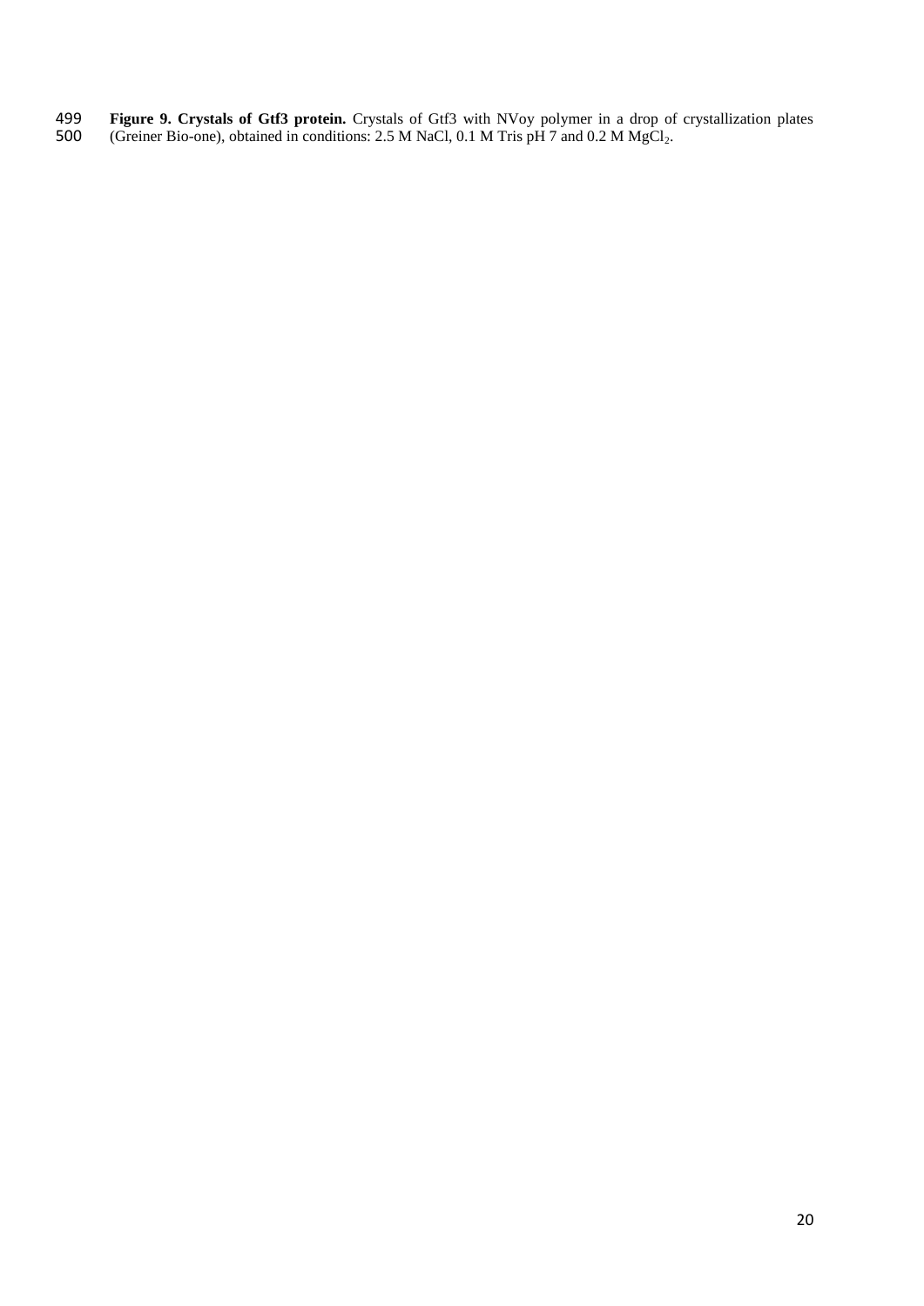**Figure 9. Crystals of Gtf3 protein.** Crystals of Gtf3 with NVoy polymer in a drop of crystallization plates (Greiner Bio-one), obtained in conditions: 2.5 M NaCl, 0.1 M Tris pH 7 and 0.2 M $MgCl_2$.